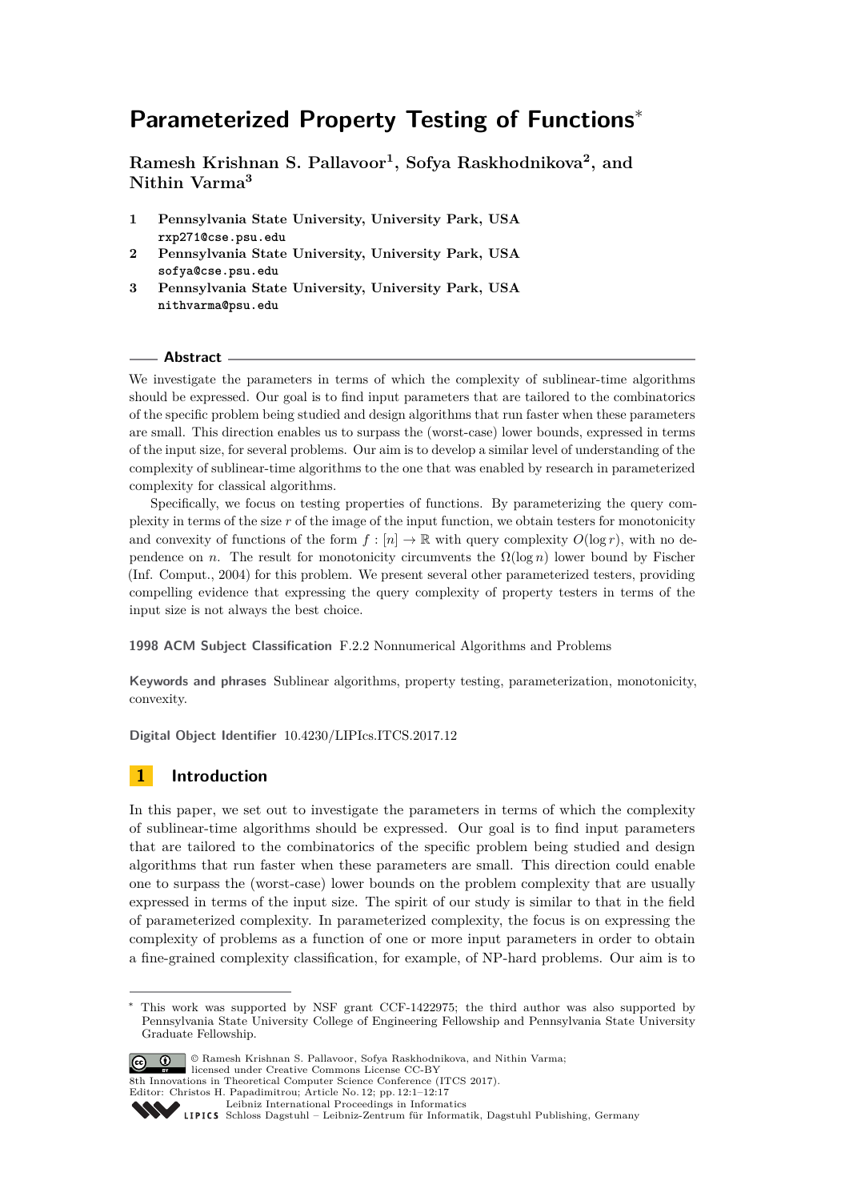# Parameterized Property Testing of Functions*

**Ramesh Krishnan S. Pallavoor[1], Sofya Raskhodnikova[2], and Nithin Varma[3]**

1. **Pennsylvania State University, University Park, USA**
   rxp271@cse.psu.edu
2. **Pennsylvania State University, University Park, USA**
   sofya@cse.psu.edu
3. **Pennsylvania State University, University Park, USA**
   nithvarma@psu.edu

## Abstract

We investigate the parameters in terms of which the complexity of sublinear-time algorithms should be expressed. Our goal is to find input parameters that are tailored to the combinatorics of the specific problem being studied and design algorithms that run faster when these parameters are small. This direction enables us to surpass the (worst-case) lower bounds, expressed in terms of the input size, for several problems. Our aim is to develop a similar level of understanding of the complexity of sublinear-time algorithms to the one that was enabled by research in parameterized complexity for classical algorithms.

Specifically, we focus on testing properties of functions. By parameterizing the query complexity in terms of the size $r$ of the image of the input function, we obtain testers for monotonicity and convexity of functions of the form $f : [n] \to \mathbb{R}$ with query complexity $O(\log r)$, with no dependence on $n$. The result for monotonicity circumvents the $\Omega(\log n)$ lower bound by Fischer (Inf. Comput., 2004) for this problem. We present several other parameterized testers, providing compelling evidence that expressing the query complexity of property testers in terms of the input size is not always the best choice.

**1998 ACM Subject Classification** F.2.2 Nonnumerical Algorithms and Problems

**Keywords and phrases** Sublinear algorithms, property testing, parameterization, monotonicity, convexity.

**Digital Object Identifier** 10.4230/LIPIcs.ITCS.2017.12

## 1 Introduction

In this paper, we set out to investigate the parameters in terms of which the complexity of sublinear-time algorithms should be expressed. Our goal is to find input parameters that are tailored to the combinatorics of the specific problem being studied and design algorithms that run faster when these parameters are small. This direction could enable one to surpass the (worst-case) lower bounds on the problem complexity that are usually expressed in terms of the input size. The spirit of our study is similar to that in the field of parameterized complexity. In parameterized complexity, the focus is on expressing the complexity of problems as a function of one or more input parameters in order to obtain a fine-grained complexity classification, for example, of NP-hard problems. Our aim is to

* This work was supported by NSF grant CCF-1422975; the third author was also supported by Pennsylvania State University College of Engineering Fellowship and Pennsylvania State University Graduate Fellowship.

© Ramesh Krishnan S. Pallavoor, Sofya Raskhodnikova, and Nithin Varma; licensed under Creative Commons License CC-BY
8th Innovations in Theoretical Computer Science Conference (ITCS 2017).
Editor: Christos H. Papadimitrou; Article No. 12; pp. 12:1–12:17
Leibniz International Proceedings in Informatics
Schloss Dagstuhl – Leibniz-Zentrum für Informatik, Dagstuhl Publishing, Germany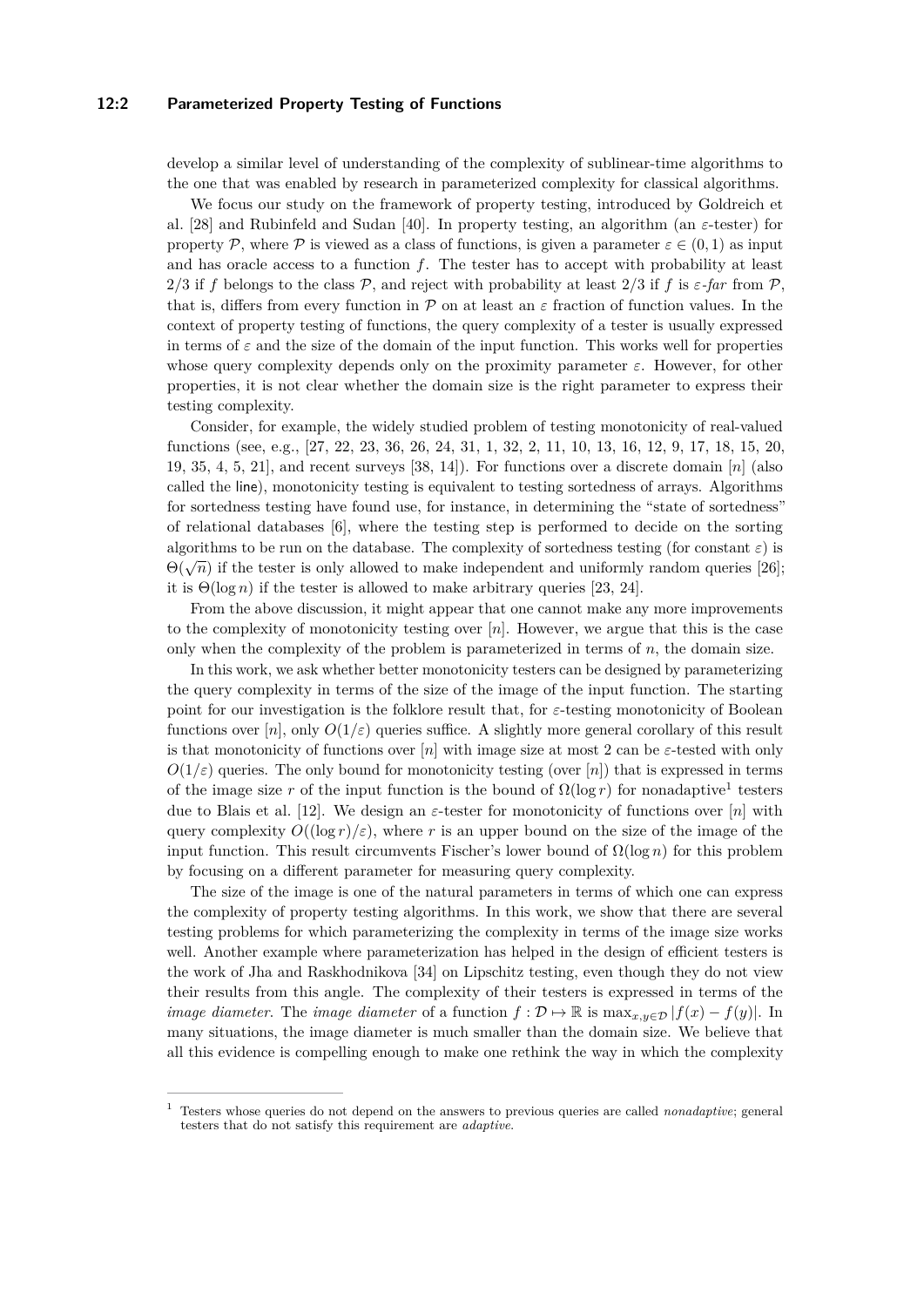develop a similar level of understanding of the complexity of sublinear-time algorithms to the one that was enabled by research in parameterized complexity for classical algorithms.

We focus our study on the framework of property testing, introduced by Goldreich et al. [28] and Rubinfeld and Sudan [40]. In property testing, an algorithm (an $\varepsilon$-tester) for property $\mathcal{P}$, where $\mathcal{P}$ is viewed as a class of functions, is given a parameter $\varepsilon \in (0,1)$ as input and has oracle access to a function $f$. The tester has to accept with probability at least $2/3$ if $f$ belongs to the class $\mathcal{P}$, and reject with probability at least $2/3$ if $f$ is $\varepsilon$-*far* from $\mathcal{P}$, that is, differs from every function in $\mathcal{P}$ on at least an $\varepsilon$ fraction of function values. In the context of property testing of functions, the query complexity of a tester is usually expressed in terms of $\varepsilon$ and the size of the domain of the input function. This works well for properties whose query complexity depends only on the proximity parameter $\varepsilon$. However, for other properties, it is not clear whether the domain size is the right parameter to express their testing complexity.

Consider, for example, the widely studied problem of testing monotonicity of real-valued functions (see, e.g., [27, 22, 23, 36, 26, 24, 31, 1, 32, 2, 11, 10, 13, 16, 12, 9, 17, 18, 15, 20, 19, 35, 4, 5, 21], and recent surveys [38, 14]). For functions over a discrete domain $[n]$ (also called the line), monotonicity testing is equivalent to testing sortedness of arrays. Algorithms for sortedness testing have found use, for instance, in determining the "state of sortedness" of relational databases [6], where the testing step is performed to decide on the sorting algorithms to be run on the database. The complexity of sortedness testing (for constant $\varepsilon$) is $\Theta(\sqrt{n})$ if the tester is only allowed to make independent and uniformly random queries [26]; it is $\Theta(\log n)$ if the tester is allowed to make arbitrary queries [23, 24].

From the above discussion, it might appear that one cannot make any more improvements to the complexity of monotonicity testing over $[n]$. However, we argue that this is the case only when the complexity of the problem is parameterized in terms of $n$, the domain size.

In this work, we ask whether better monotonicity testers can be designed by parameterizing the query complexity in terms of the size of the image of the input function. The starting point for our investigation is the folklore result that, for $\varepsilon$-testing monotonicity of Boolean functions over $[n]$, only $O(1/\varepsilon)$ queries suffice. A slightly more general corollary of this result is that monotonicity of functions over $[n]$ with image size at most 2 can be $\varepsilon$-tested with only $O(1/\varepsilon)$ queries. The only bound for monotonicity testing (over $[n]$) that is expressed in terms of the image size $r$ of the input function is the bound of $\Omega(\log r)$ for nonadaptive[1] testers due to Blais et al. [12]. We design an $\varepsilon$-tester for monotonicity of functions over $[n]$ with query complexity $O((\log r)/\varepsilon)$, where $r$ is an upper bound on the size of the image of the input function. This result circumvents Fischer's lower bound of $\Omega(\log n)$ for this problem by focusing on a different parameter for measuring query complexity.

The size of the image is one of the natural parameters in terms of which one can express the complexity of property testing algorithms. In this work, we show that there are several testing problems for which parameterizing the complexity in terms of the image size works well. Another example where parameterization has helped in the design of efficient testers is the work of Jha and Raskhodnikova [34] on Lipschitz testing, even though they do not view their results from this angle. The complexity of their testers is expressed in terms of the *image diameter*. The *image diameter* of a function $f : \mathcal{D} \mapsto \mathbb{R}$ is $\max_{x,y \in \mathcal{D}} |f(x) - f(y)|$. In many situations, the image diameter is much smaller than the domain size. We believe that all this evidence is compelling enough to make one rethink the way in which the complexity

[1] Testers whose queries do not depend on the answers to previous queries are called *nonadaptive*; general testers that do not satisfy this requirement are *adaptive*.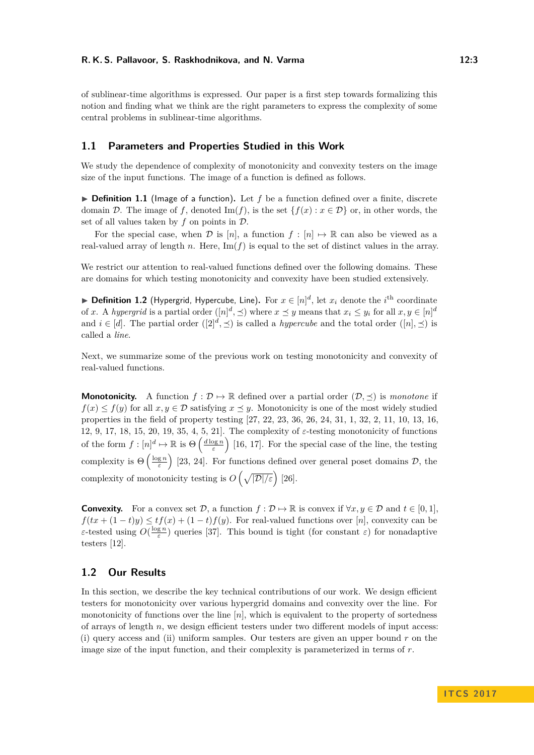of sublinear-time algorithms is expressed. Our paper is a first step towards formalizing this notion and finding what we think are the right parameters to express the complexity of some central problems in sublinear-time algorithms.

## 1.1 Parameters and Properties Studied in this Work

We study the dependence of complexity of monotonicity and convexity testers on the image size of the input functions. The image of a function is defined as follows.

▶ **Definition 1.1** (Image of a function). Let $f$ be a function defined over a finite, discrete domain $\mathcal{D}$. The image of $f$, denoted $\text{Im}(f)$, is the set $\{f(x) : x \in \mathcal{D}\}$ or, in other words, the set of all values taken by $f$ on points in $\mathcal{D}$.

For the special case, when $\mathcal{D}$ is $[n]$, a function $f : [n] \mapsto \mathbb{R}$ can also be viewed as a real-valued array of length $n$. Here, $\text{Im}(f)$ is equal to the set of distinct values in the array.

We restrict our attention to real-valued functions defined over the following domains. These are domains for which testing monotonicity and convexity have been studied extensively.

▶ **Definition 1.2** (Hypergrid, Hypercube, Line). For $x \in [n]^d$, let $x_i$ denote the $i^{\text{th}}$ coordinate of $x$. A *hypergrid* is a partial order $([n]^d, \preceq)$ where $x \preceq y$ means that $x_i \leq y_i$ for all $x, y \in [n]^d$ and $i \in [d]$. The partial order $([2]^d, \preceq)$ is called a *hypercube* and the total order $([n], \preceq)$ is called a *line*.

Next, we summarize some of the previous work on testing monotonicity and convexity of real-valued functions.

**Monotonicity.** A function $f : \mathcal{D} \mapsto \mathbb{R}$ defined over a partial order $(\mathcal{D}, \preceq)$ is *monotone* if $f(x) \leq f(y)$ for all $x, y \in \mathcal{D}$ satisfying $x \preceq y$. Monotonicity is one of the most widely studied properties in the field of property testing [27, 22, 23, 36, 26, 24, 31, 1, 32, 2, 11, 10, 13, 16, 12, 9, 17, 18, 15, 20, 19, 35, 4, 5, 21]. The complexity of $\varepsilon$-testing monotonicity of functions of the form $f : [n]^d \mapsto \mathbb{R}$ is $\Theta\left(\frac{d \log n}{\varepsilon}\right)$ [16, 17]. For the special case of the line, the testing complexity is $\Theta\left(\frac{\log n}{\varepsilon}\right)$ [23, 24]. For functions defined over general poset domains $\mathcal{D}$, the complexity of monotonicity testing is $O\left(\sqrt{|\mathcal{D}|/\varepsilon}\right)$ [26].

**Convexity.** For a convex set $\mathcal{D}$, a function $f : \mathcal{D} \mapsto \mathbb{R}$ is convex if $\forall x, y \in \mathcal{D}$ and $t \in [0, 1]$, $f(tx + (1-t)y) \leq tf(x) + (1-t)f(y)$. For real-valued functions over $[n]$, convexity can be $\varepsilon$-tested using $O(\frac{\log n}{\varepsilon})$ queries [37]. This bound is tight (for constant $\varepsilon$) for nonadaptive testers [12].

## 1.2 Our Results

In this section, we describe the key technical contributions of our work. We design efficient testers for monotonicity over various hypergrid domains and convexity over the line. For monotonicity of functions over the line $[n]$, which is equivalent to the property of sortedness of arrays of length $n$, we design efficient testers under two different models of input access: (i) query access and (ii) uniform samples. Our testers are given an upper bound $r$ on the image size of the input function, and their complexity is parameterized in terms of $r$.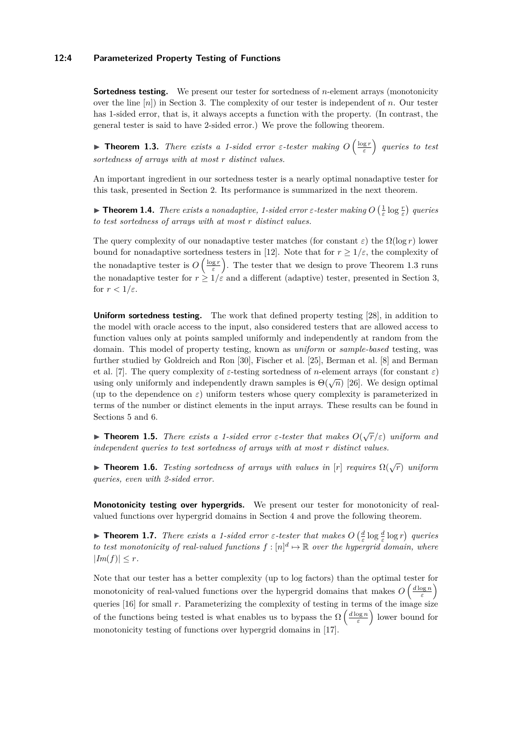**Sortedness testing.** We present our tester for sortedness of $n$-element arrays (monotonicity over the line $[n]$) in Section 3. The complexity of our tester is independent of $n$. Our tester has 1-sided error, that is, it always accepts a function with the property. (In contrast, the general tester is said to have 2-sided error.) We prove the following theorem.

▶ **Theorem 1.3.** *There exists a 1-sided error $\varepsilon$-tester making $O\left(\frac{\log r}{\varepsilon}\right)$ queries to test sortedness of arrays with at most $r$ distinct values.*

An important ingredient in our sortedness tester is a nearly optimal nonadaptive tester for this task, presented in Section 2. Its performance is summarized in the next theorem.

▶ **Theorem 1.4.** *There exists a nonadaptive, 1-sided error $\varepsilon$-tester making $O\left(\frac{1}{\varepsilon}\log\frac{r}{\varepsilon}\right)$ queries to test sortedness of arrays with at most $r$ distinct values.*

The query complexity of our nonadaptive tester matches (for constant $\varepsilon$) the $\Omega(\log r)$ lower bound for nonadaptive sortedness testers in [12]. Note that for $r \geq 1/\varepsilon$, the complexity of the nonadaptive tester is $O\left(\frac{\log r}{\varepsilon}\right)$. The tester that we design to prove Theorem 1.3 runs the nonadaptive tester for $r \geq 1/\varepsilon$ and a different (adaptive) tester, presented in Section 3, for $r < 1/\varepsilon$.

**Uniform sortedness testing.** The work that defined property testing [28], in addition to the model with oracle access to the input, also considered testers that are allowed access to function values only at points sampled uniformly and independently at random from the domain. This model of property testing, known as *uniform* or *sample-based* testing, was further studied by Goldreich and Ron [30], Fischer et al. [25], Berman et al. [8] and Berman et al. [7]. The query complexity of $\varepsilon$-testing sortedness of $n$-element arrays (for constant $\varepsilon$) using only uniformly and independently drawn samples is $\Theta(\sqrt{n})$ [26]. We design optimal (up to the dependence on $\varepsilon$) uniform testers whose query complexity is parameterized in terms of the number or distinct elements in the input arrays. These results can be found in Sections 5 and 6.

▶ **Theorem 1.5.** *There exists a 1-sided error $\varepsilon$-tester that makes $O(\sqrt{r}/\varepsilon)$ uniform and independent queries to test sortedness of arrays with at most $r$ distinct values.*

▶ **Theorem 1.6.** *Testing sortedness of arrays with values in $[r]$ requires $\Omega(\sqrt{r})$ uniform queries, even with 2-sided error.*

**Monotonicity testing over hypergrids.** We present our tester for monotonicity of real-valued functions over hypergrid domains in Section 4 and prove the following theorem.

▶ **Theorem 1.7.** *There exists a 1-sided error $\varepsilon$-tester that makes $O\left(\frac{d}{\varepsilon}\log\frac{d}{\varepsilon}\log r\right)$ queries to test monotonicity of real-valued functions $f : [n]^d \mapsto \mathbb{R}$ over the hypergrid domain, where $|Im(f)| \leq r$.*

Note that our tester has a better complexity (up to log factors) than the optimal tester for monotonicity of real-valued functions over the hypergrid domains that makes $O\left(\frac{d\log n}{\varepsilon}\right)$ queries [16] for small $r$. Parameterizing the complexity of testing in terms of the image size of the functions being tested is what enables us to bypass the $\Omega\left(\frac{d\log n}{\varepsilon}\right)$ lower bound for monotonicity testing of functions over hypergrid domains in [17].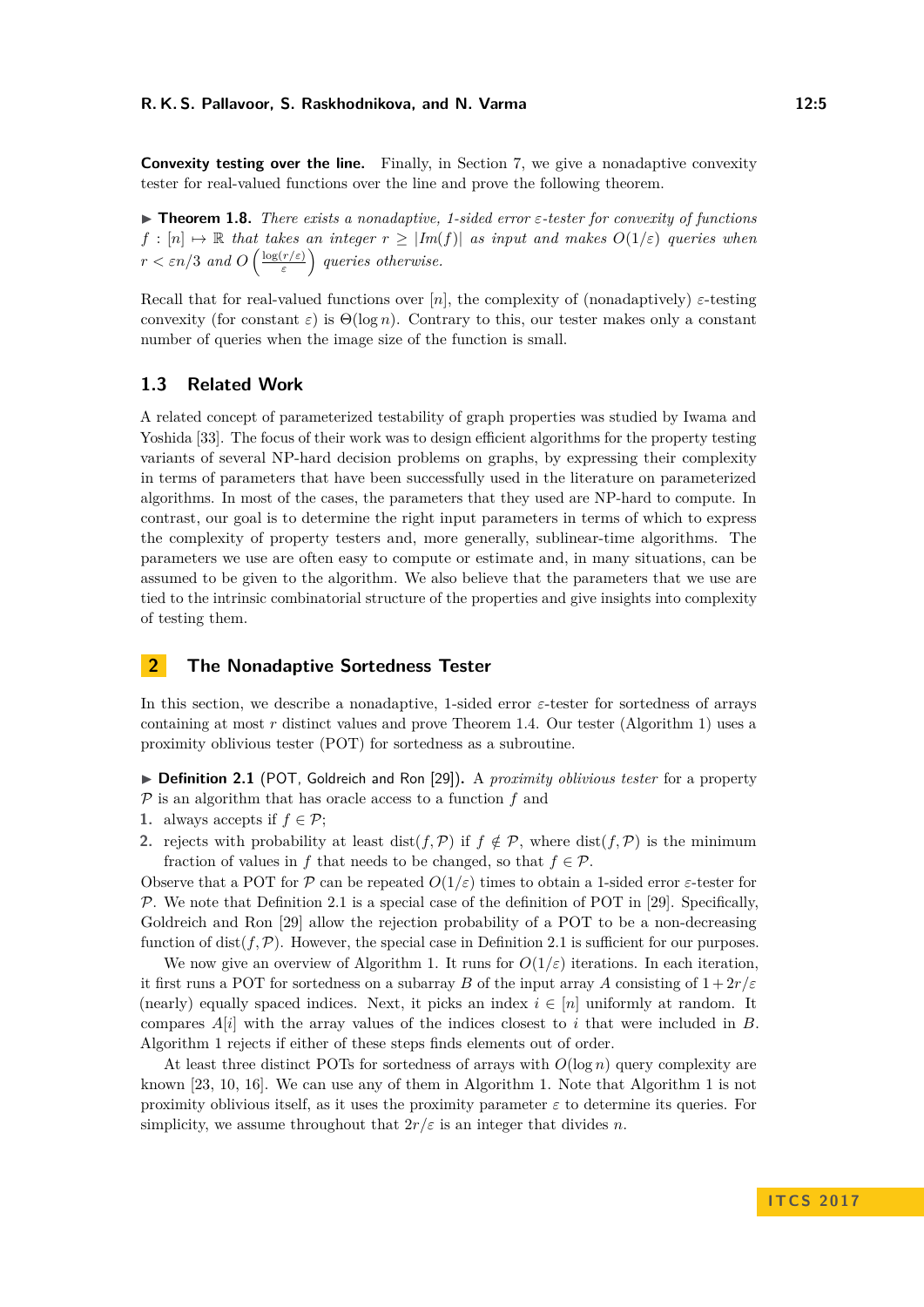**Convexity testing over the line.** Finally, in Section 7, we give a nonadaptive convexity tester for real-valued functions over the line and prove the following theorem.

▶ **Theorem 1.8.** *There exists a nonadaptive, 1-sided error $\varepsilon$-tester for convexity of functions $f : [n] \mapsto \mathbb{R}$ that takes an integer $r \geq |Im(f)|$ as input and makes $O(1/\varepsilon)$ queries when $r < \varepsilon n/3$ and $O\left(\frac{\log(r/\varepsilon)}{\varepsilon}\right)$ queries otherwise.*

Recall that for real-valued functions over $[n]$, the complexity of (nonadaptively) $\varepsilon$-testing convexity (for constant $\varepsilon$) is $\Theta(\log n)$. Contrary to this, our tester makes only a constant number of queries when the image size of the function is small.

## 1.3 Related Work

A related concept of parameterized testability of graph properties was studied by Iwama and Yoshida [33]. The focus of their work was to design efficient algorithms for the property testing variants of several NP-hard decision problems on graphs, by expressing their complexity in terms of parameters that have been successfully used in the literature on parameterized algorithms. In most of the cases, the parameters that they used are NP-hard to compute. In contrast, our goal is to determine the right input parameters in terms of which to express the complexity of property testers and, more generally, sublinear-time algorithms. The parameters we use are often easy to compute or estimate and, in many situations, can be assumed to be given to the algorithm. We also believe that the parameters that we use are tied to the intrinsic combinatorial structure of the properties and give insights into complexity of testing them.

# 2 The Nonadaptive Sortedness Tester

In this section, we describe a nonadaptive, 1-sided error $\varepsilon$-tester for sortedness of arrays containing at most $r$ distinct values and prove Theorem 1.4. Our tester (Algorithm 1) uses a proximity oblivious tester (POT) for sortedness as a subroutine.

▶ **Definition 2.1** (POT, Goldreich and Ron [29]). A *proximity oblivious tester* for a property $\mathcal{P}$ is an algorithm that has oracle access to a function $f$ and

1. always accepts if $f \in \mathcal{P}$;
2. rejects with probability at least $\text{dist}(f, \mathcal{P})$ if $f \notin \mathcal{P}$, where $\text{dist}(f, \mathcal{P})$ is the minimum fraction of values in $f$ that needs to be changed, so that $f \in \mathcal{P}$.

Observe that a POT for $\mathcal{P}$ can be repeated $O(1/\varepsilon)$ times to obtain a 1-sided error $\varepsilon$-tester for $\mathcal{P}$. We note that Definition 2.1 is a special case of the definition of POT in [29]. Specifically, Goldreich and Ron [29] allow the rejection probability of a POT to be a non-decreasing function of $\text{dist}(f, \mathcal{P})$. However, the special case in Definition 2.1 is sufficient for our purposes.

We now give an overview of Algorithm 1. It runs for $O(1/\varepsilon)$ iterations. In each iteration, it first runs a POT for sortedness on a subarray $B$ of the input array $A$ consisting of $1+2r/\varepsilon$ (nearly) equally spaced indices. Next, it picks an index $i \in [n]$ uniformly at random. It compares $A[i]$ with the array values of the indices closest to $i$ that were included in $B$. Algorithm 1 rejects if either of these steps finds elements out of order.

At least three distinct POTs for sortedness of arrays with $O(\log n)$ query complexity are known [23, 10, 16]. We can use any of them in Algorithm 1. Note that Algorithm 1 is not proximity oblivious itself, as it uses the proximity parameter $\varepsilon$ to determine its queries. For simplicity, we assume throughout that $2r/\varepsilon$ is an integer that divides $n$.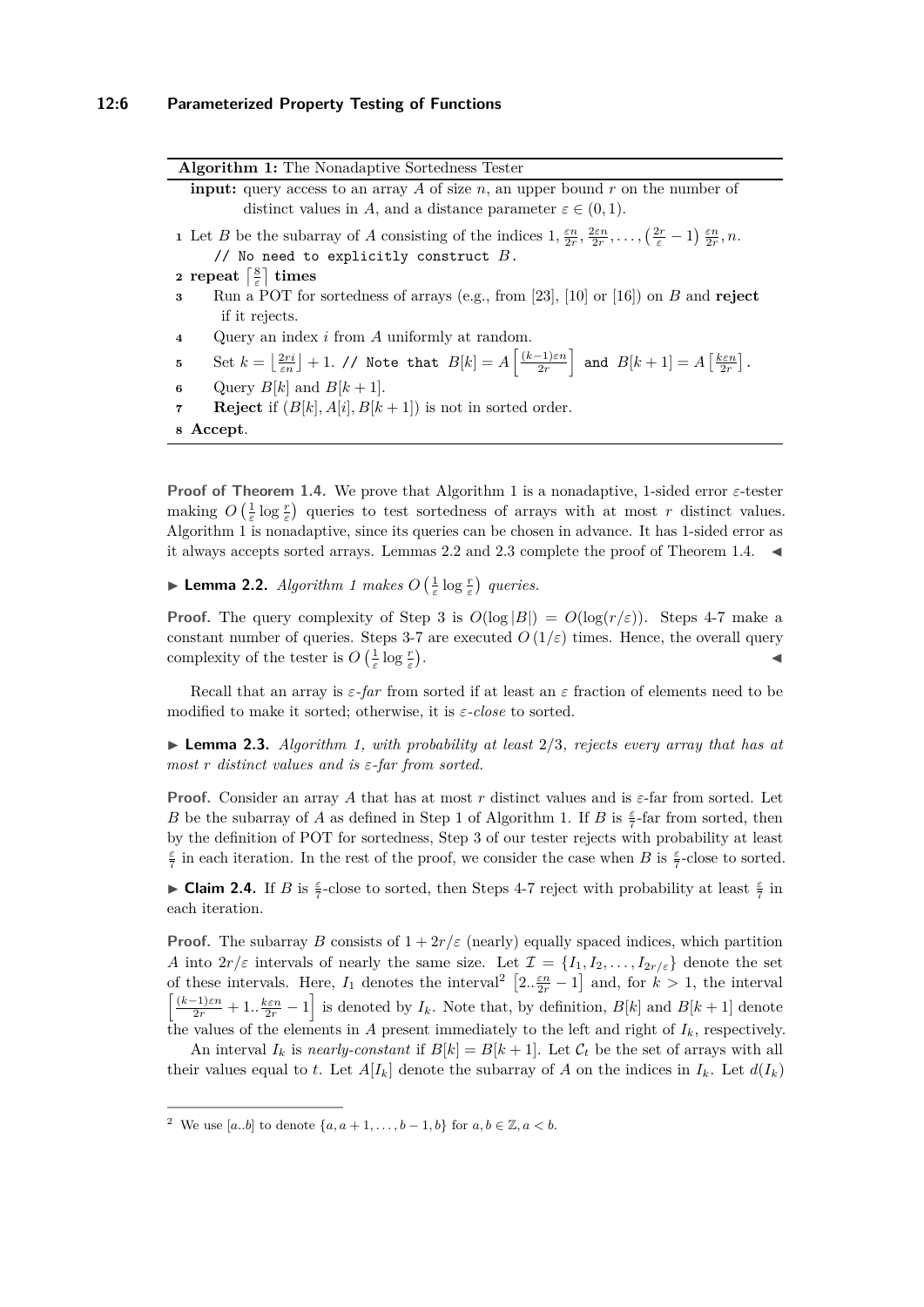**Algorithm 1:** The Nonadaptive Sortedness Tester

**input:** query access to an array $A$ of size $n$, an upper bound $r$ on the number of distinct values in $A$, and a distance parameter $\varepsilon \in (0,1)$.

1. Let $B$ be the subarray of $A$ consisting of the indices $1, \frac{\varepsilon n}{2r}, \frac{2\varepsilon n}{2r}, \ldots, \left(\frac{2r}{\varepsilon}-1\right)\frac{\varepsilon n}{2r}, n$.
   `// No need to explicitly construct` $B$.
2. **repeat** $\left\lceil \frac{8}{\varepsilon} \right\rceil$ **times**
3. Run a POT for sortedness of arrays (e.g., from [23], [10] or [16]) on $B$ and **reject** if it rejects.
4. Query an index $i$ from $A$ uniformly at random.
5. Set $k = \left\lfloor \frac{2ri}{\varepsilon n} \right\rfloor + 1$. `// Note that` $B[k] = A\left[\frac{(k-1)\varepsilon n}{2r}\right]$ `and` $B[k+1] = A\left[\frac{k\varepsilon n}{2r}\right]$.
6. Query $B[k]$ and $B[k+1]$.
7. **Reject** if $(B[k], A[i], B[k+1])$ is not in sorted order.
8. **Accept**.

**Proof of Theorem 1.4.** We prove that Algorithm 1 is a nonadaptive, 1-sided error $\varepsilon$-tester making $O\left(\frac{1}{\varepsilon}\log\frac{r}{\varepsilon}\right)$ queries to test sortedness of arrays with at most $r$ distinct values. Algorithm 1 is nonadaptive, since its queries can be chosen in advance. It has 1-sided error as it always accepts sorted arrays. Lemmas 2.2 and 2.3 complete the proof of Theorem 1.4. ◀

▶ **Lemma 2.2.** *Algorithm 1 makes* $O\left(\frac{1}{\varepsilon}\log\frac{r}{\varepsilon}\right)$ *queries.*

**Proof.** The query complexity of Step 3 is $O(\log|B|) = O(\log(r/\varepsilon))$. Steps 4-7 make a constant number of queries. Steps 3-7 are executed $O(1/\varepsilon)$ times. Hence, the overall query complexity of the tester is $O\left(\frac{1}{\varepsilon}\log\frac{r}{\varepsilon}\right)$. ◀

Recall that an array is $\varepsilon$-*far* from sorted if at least an $\varepsilon$ fraction of elements need to be modified to make it sorted; otherwise, it is $\varepsilon$-*close* to sorted.

▶ **Lemma 2.3.** *Algorithm 1, with probability at least* $2/3$*, rejects every array that has at most* $r$ *distinct values and is* $\varepsilon$*-far from sorted.*

**Proof.** Consider an array $A$ that has at most $r$ distinct values and is $\varepsilon$-far from sorted. Let $B$ be the subarray of $A$ as defined in Step 1 of Algorithm 1. If $B$ is $\frac{\varepsilon}{7}$-far from sorted, then by the definition of POT for sortedness, Step 3 of our tester rejects with probability at least $\frac{\varepsilon}{7}$ in each iteration. In the rest of the proof, we consider the case when $B$ is $\frac{\varepsilon}{7}$-close to sorted.

▶ **Claim 2.4.** If $B$ is $\frac{\varepsilon}{7}$-close to sorted, then Steps 4-7 reject with probability at least $\frac{\varepsilon}{7}$ in each iteration.

**Proof.** The subarray $B$ consists of $1 + 2r/\varepsilon$ (nearly) equally spaced indices, which partition $A$ into $2r/\varepsilon$ intervals of nearly the same size. Let $\mathcal{I} = \{I_1, I_2, \ldots, I_{2r/\varepsilon}\}$ denote the set of these intervals. Here, $I_1$ denotes the interval[2] $\left[2..\frac{\varepsilon n}{2r}-1\right]$ and, for $k > 1$, the interval $\left[\frac{(k-1)\varepsilon n}{2r}+1..\frac{k\varepsilon n}{2r}-1\right]$ is denoted by $I_k$. Note that, by definition, $B[k]$ and $B[k+1]$ denote the values of the elements in $A$ present immediately to the left and right of $I_k$, respectively.

An interval $I_k$ is *nearly-constant* if $B[k] = B[k+1]$. Let $\mathcal{C}_t$ be the set of arrays with all their values equal to $t$. Let $A[I_k]$ denote the subarray of $A$ on the indices in $I_k$. Let $d(I_k)$

[2] We use $[a..b]$ to denote $\{a, a+1, \ldots, b-1, b\}$ for $a, b \in \mathbb{Z}, a < b$.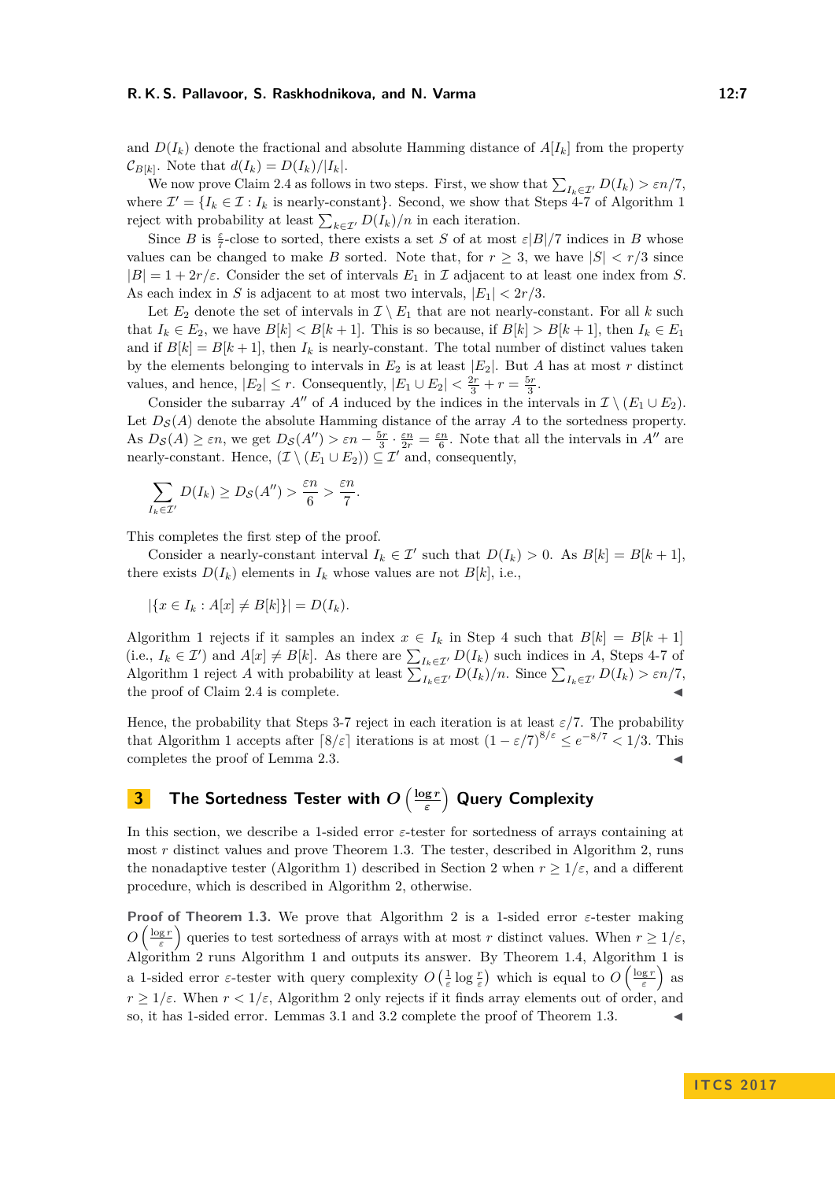and $D(I_k)$ denote the fractional and absolute Hamming distance of $A[I_k]$ from the property $\mathcal{C}_{B[k]}$. Note that $d(I_k) = D(I_k)/|I_k|$.

We now prove Claim 2.4 as follows in two steps. First, we show that $\sum_{I_k \in \mathcal{I}'} D(I_k) > \varepsilon n/7$, where $\mathcal{I}' = \{I_k \in \mathcal{I} : I_k \text{ is nearly-constant}\}$. Second, we show that Steps 4-7 of Algorithm 1 reject with probability at least $\sum_{k \in \mathcal{I}'} D(I_k)/n$ in each iteration.

Since $B$ is $\frac{\varepsilon}{7}$-close to sorted, there exists a set $S$ of at most $\varepsilon|B|/7$ indices in $B$ whose values can be changed to make $B$ sorted. Note that, for $r \geq 3$, we have $|S| < r/3$ since $|B| = 1 + 2r/\varepsilon$. Consider the set of intervals $E_1$ in $\mathcal{I}$ adjacent to at least one index from $S$. As each index in $S$ is adjacent to at most two intervals, $|E_1| < 2r/3$.

Let $E_2$ denote the set of intervals in $\mathcal{I} \setminus E_1$ that are not nearly-constant. For all $k$ such that $I_k \in E_2$, we have $B[k] < B[k+1]$. This is so because, if $B[k] > B[k+1]$, then $I_k \in E_1$ and if $B[k] = B[k+1]$, then $I_k$ is nearly-constant. The total number of distinct values taken by the elements belonging to intervals in $E_2$ is at least $|E_2|$. But $A$ has at most $r$ distinct values, and hence, $|E_2| \leq r$. Consequently, $|E_1 \cup E_2| < \frac{2r}{3} + r = \frac{5r}{3}$.

Consider the subarray $A''$ of $A$ induced by the indices in the intervals in $\mathcal{I} \setminus (E_1 \cup E_2)$. Let $D_{\mathcal{S}}(A)$ denote the absolute Hamming distance of the array $A$ to the sortedness property. As $D_{\mathcal{S}}(A) \geq \varepsilon n$, we get $D_{\mathcal{S}}(A'') > \varepsilon n - \frac{5r}{3} \cdot \frac{\varepsilon n}{2r} = \frac{\varepsilon n}{6}$. Note that all the intervals in $A''$ are nearly-constant. Hence, $(\mathcal{I} \setminus (E_1 \cup E_2)) \subseteq \mathcal{I}'$ and, consequently,

$$\sum_{I_k \in \mathcal{I}'} D(I_k) \geq D_{\mathcal{S}}(A'') > \frac{\varepsilon n}{6} > \frac{\varepsilon n}{7}.$$

This completes the first step of the proof.

Consider a nearly-constant interval $I_k \in \mathcal{I}'$ such that $D(I_k) > 0$. As $B[k] = B[k+1]$, there exists $D(I_k)$ elements in $I_k$ whose values are not $B[k]$, i.e.,

$$|\{x \in I_k : A[x] \neq B[k]\}| = D(I_k).$$

Algorithm 1 rejects if it samples an index $x \in I_k$ in Step 4 such that $B[k] = B[k+1]$ (i.e., $I_k \in \mathcal{I}'$) and $A[x] \neq B[k]$. As there are $\sum_{I_k \in \mathcal{I}'} D(I_k)$ such indices in $A$, Steps 4-7 of Algorithm 1 reject $A$ with probability at least $\sum_{I_k \in \mathcal{I}'} D(I_k)/n$. Since $\sum_{I_k \in \mathcal{I}'} D(I_k) > \varepsilon n/7$, the proof of Claim 2.4 is complete. ◀

Hence, the probability that Steps 3-7 reject in each iteration is at least $\varepsilon/7$. The probability that Algorithm 1 accepts after $\lceil 8/\varepsilon \rceil$ iterations is at most $(1 - \varepsilon/7)^{8/\varepsilon} \leq e^{-8/7} < 1/3$. This completes the proof of Lemma 2.3. ◀

## 3 The Sortedness Tester with $O\left(\frac{\log r}{\varepsilon}\right)$ Query Complexity

In this section, we describe a 1-sided error $\varepsilon$-tester for sortedness of arrays containing at most $r$ distinct values and prove Theorem 1.3. The tester, described in Algorithm 2, runs the nonadaptive tester (Algorithm 1) described in Section 2 when $r \geq 1/\varepsilon$, and a different procedure, which is described in Algorithm 2, otherwise.

**Proof of Theorem 1.3.** We prove that Algorithm 2 is a 1-sided error $\varepsilon$-tester making $O\left(\frac{\log r}{\varepsilon}\right)$ queries to test sortedness of arrays with at most $r$ distinct values. When $r \geq 1/\varepsilon$, Algorithm 2 runs Algorithm 1 and outputs its answer. By Theorem 1.4, Algorithm 1 is a 1-sided error $\varepsilon$-tester with query complexity $O\left(\frac{1}{\varepsilon} \log \frac{r}{\varepsilon}\right)$ which is equal to $O\left(\frac{\log r}{\varepsilon}\right)$ as $r \geq 1/\varepsilon$. When $r < 1/\varepsilon$, Algorithm 2 only rejects if it finds array elements out of order, and so, it has 1-sided error. Lemmas 3.1 and 3.2 complete the proof of Theorem 1.3. ◀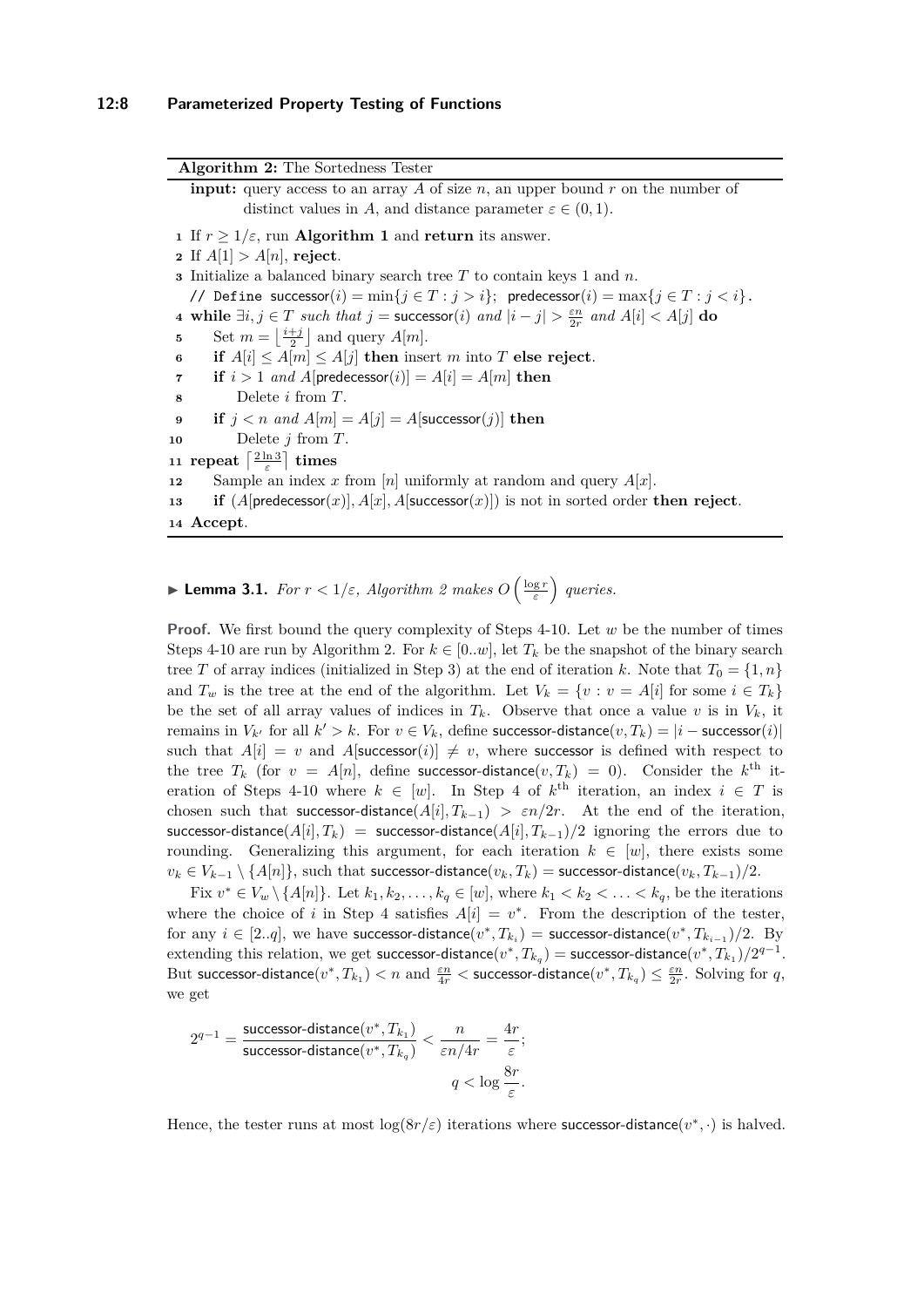**Algorithm 2:** The Sortedness Tester

```
input: query access to an array A of size n, an upper bound r on the number of
       distinct values in A, and distance parameter ε ∈ (0, 1).
1  If r ≥ 1/ε, run Algorithm 1 and return its answer.
2  If A[1] > A[n], reject.
3  Initialize a balanced binary search tree T to contain keys 1 and n.
   // Define successor(i) = min{j ∈ T : j > i};  predecessor(i) = max{j ∈ T : j < i}.
4  while ∃i, j ∈ T such that j = successor(i) and |i − j| > εn/2r and A[i] < A[j] do
5      Set m = ⌊(i+j)/2⌋ and query A[m].
6      if A[i] ≤ A[m] ≤ A[j] then insert m into T else reject.
7      if i > 1 and A[predecessor(i)] = A[i] = A[m] then
8          Delete i from T.
9      if j < n and A[m] = A[j] = A[successor(j)] then
10         Delete j from T.
11 repeat ⌈2 ln 3 / ε⌉ times
12     Sample an index x from [n] uniformly at random and query A[x].
13     if (A[predecessor(x)], A[x], A[successor(x)]) is not in sorted order then reject.
14 Accept.
```

▶ **Lemma 3.1.** *For $r < 1/\varepsilon$, Algorithm 2 makes $O\left(\frac{\log r}{\varepsilon}\right)$ queries.*

**Proof.** We first bound the query complexity of Steps 4-10. Let $w$ be the number of times Steps 4-10 are run by Algorithm 2. For $k \in [0..w]$, let $T_k$ be the snapshot of the binary search tree $T$ of array indices (initialized in Step 3) at the end of iteration $k$. Note that $T_0 = \{1, n\}$ and $T_w$ is the tree at the end of the algorithm. Let $V_k = \{v : v = A[i] \text{ for some } i \in T_k\}$ be the set of all array values of indices in $T_k$. Observe that once a value $v$ is in $V_k$, it remains in $V_{k'}$ for all $k' > k$. For $v \in V_k$, define $\text{successor-distance}(v, T_k) = |i - \text{successor}(i)|$ such that $A[i] = v$ and $A[\text{successor}(i)] \neq v$, where successor is defined with respect to the tree $T_k$ (for $v = A[n]$, define $\text{successor-distance}(v, T_k) = 0$). Consider the $k^{\text{th}}$ iteration of Steps 4-10 where $k \in [w]$. In Step 4 of $k^{\text{th}}$ iteration, an index $i \in T$ is chosen such that $\text{successor-distance}(A[i], T_{k-1}) > \varepsilon n/2r$. At the end of the iteration, $\text{successor-distance}(A[i], T_k) = \text{successor-distance}(A[i], T_{k-1})/2$ ignoring the errors due to rounding. Generalizing this argument, for each iteration $k \in [w]$, there exists some $v_k \in V_{k-1} \setminus \{A[n]\}$, such that $\text{successor-distance}(v_k, T_k) = \text{successor-distance}(v_k, T_{k-1})/2$.

Fix $v^* \in V_w \setminus \{A[n]\}$. Let $k_1, k_2, \ldots, k_q \in [w]$, where $k_1 < k_2 < \ldots < k_q$, be the iterations where the choice of $i$ in Step 4 satisfies $A[i] = v^*$. From the description of the tester, for any $i \in [2..q]$, we have $\text{successor-distance}(v^*, T_{k_i}) = \text{successor-distance}(v^*, T_{k_{i-1}})/2$. By extending this relation, we get $\text{successor-distance}(v^*, T_{k_q}) = \text{successor-distance}(v^*, T_{k_1})/2^{q-1}$. But $\text{successor-distance}(v^*, T_{k_1}) < n$ and $\frac{\varepsilon n}{4r} < \text{successor-distance}(v^*, T_{k_q}) \leq \frac{\varepsilon n}{2r}$. Solving for $q$, we get

$$2^{q-1} = \frac{\text{successor-distance}(v^*, T_{k_1})}{\text{successor-distance}(v^*, T_{k_q})} < \frac{n}{\varepsilon n/4r} = \frac{4r}{\varepsilon};$$

$$q < \log \frac{8r}{\varepsilon}.$$

Hence, the tester runs at most $\log(8r/\varepsilon)$ iterations where $\text{successor-distance}(v^*, \cdot)$ is halved.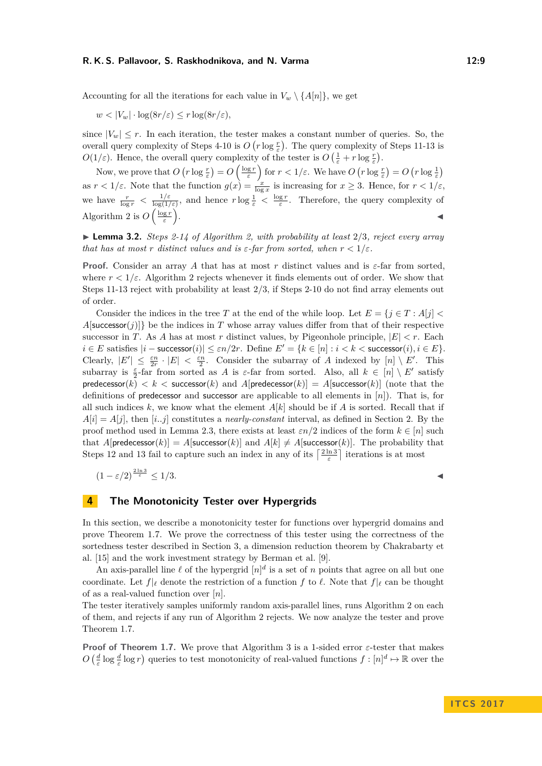Accounting for all the iterations for each value in $V_w \setminus \{A[n]\}$, we get

$$w < |V_w| \cdot \log(8r/\varepsilon) \le r \log(8r/\varepsilon),$$

since $|V_w| \le r$. In each iteration, the tester makes a constant number of queries. So, the overall query complexity of Steps 4-10 is $O\left(r \log \frac{r}{\varepsilon}\right)$. The query complexity of Steps 11-13 is $O(1/\varepsilon)$. Hence, the overall query complexity of the tester is $O\left(\frac{1}{\varepsilon} + r \log \frac{r}{\varepsilon}\right)$.

Now, we prove that $O\left(r \log \frac{r}{\varepsilon}\right) = O\left(\frac{\log r}{\varepsilon}\right)$ for $r < 1/\varepsilon$. We have $O\left(r \log \frac{r}{\varepsilon}\right) = O\left(r \log \frac{1}{\varepsilon}\right)$ as $r < 1/\varepsilon$. Note that the function $g(x) = \frac{x}{\log x}$ is increasing for $x \ge 3$. Hence, for $r < 1/\varepsilon$, we have $\frac{r}{\log r} < \frac{1/\varepsilon}{\log(1/\varepsilon)}$, and hence $r \log \frac{1}{\varepsilon} < \frac{\log r}{\varepsilon}$. Therefore, the query complexity of Algorithm 2 is $O\left(\frac{\log r}{\varepsilon}\right)$. ◀

▶ **Lemma 3.2.** *Steps 2-14 of Algorithm 2, with probability at least 2/3, reject every array that has at most $r$ distinct values and is $\varepsilon$-far from sorted, when $r < 1/\varepsilon$.*

**Proof.** Consider an array $A$ that has at most $r$ distinct values and is $\varepsilon$-far from sorted, where $r < 1/\varepsilon$. Algorithm 2 rejects whenever it finds elements out of order. We show that Steps 11-13 reject with probability at least 2/3, if Steps 2-10 do not find array elements out of order.

Consider the indices in the tree $T$ at the end of the while loop. Let $E = \{j \in T : A[j] < A[\mathsf{successor}(j)]\}$ be the indices in $T$ whose array values differ from that of their respective successor in $T$. As $A$ has at most $r$ distinct values, by Pigeonhole principle, $|E| < r$. Each $i \in E$ satisfies $|i - \mathsf{successor}(i)| \le \varepsilon n/2r$. Define $E' = \{k \in [n] : i < k < \mathsf{successor}(i), i \in E\}$. Clearly, $|E'| \le \frac{\varepsilon n}{2r} \cdot |E| < \frac{\varepsilon n}{2}$. Consider the subarray of $A$ indexed by $[n] \setminus E'$. This subarray is $\frac{\varepsilon}{2}$-far from sorted as $A$ is $\varepsilon$-far from sorted. Also, all $k \in [n] \setminus E'$ satisfy $\mathsf{predecessor}(k) < k < \mathsf{successor}(k)$ and $A[\mathsf{predecessor}(k)] = A[\mathsf{successor}(k)]$ (note that the definitions of $\mathsf{predecessor}$ and $\mathsf{successor}$ are applicable to all elements in $[n]$). That is, for all such indices $k$, we know what the element $A[k]$ should be if $A$ is sorted. Recall that if $A[i] = A[j]$, then $[i..j]$ constitutes a *nearly-constant* interval, as defined in Section 2. By the proof method used in Lemma 2.3, there exists at least $\varepsilon n/2$ indices of the form $k \in [n]$ such that $A[\mathsf{predecessor}(k)] = A[\mathsf{successor}(k)]$ and $A[k] \neq A[\mathsf{successor}(k)]$. The probability that Steps 12 and 13 fail to capture such an index in any of its $\left\lceil \frac{2 \ln 3}{\varepsilon} \right\rceil$ iterations is at most

$$(1 - \varepsilon/2)^{\frac{2 \ln 3}{\varepsilon}} \le 1/3.$$ ◀

# 4 The Monotonicity Tester over Hypergrids

In this section, we describe a monotonicity tester for functions over hypergrid domains and prove Theorem 1.7. We prove the correctness of this tester using the correctness of the sortedness tester described in Section 3, a dimension reduction theorem by Chakrabarty et al. [15] and the work investment strategy by Berman et al. [9].

An axis-parallel line $\ell$ of the hypergrid $[n]^d$ is a set of $n$ points that agree on all but one coordinate. Let $f|_\ell$ denote the restriction of a function $f$ to $\ell$. Note that $f|_\ell$ can be thought of as a real-valued function over $[n]$.

The tester iteratively samples uniformly random axis-parallel lines, runs Algorithm 2 on each of them, and rejects if any run of Algorithm 2 rejects. We now analyze the tester and prove Theorem 1.7.

**Proof of Theorem 1.7.** We prove that Algorithm 3 is a 1-sided error $\varepsilon$-tester that makes $O\left(\frac{d}{\varepsilon} \log \frac{d}{\varepsilon} \log r\right)$ queries to test monotonicity of real-valued functions $f : [n]^d \mapsto \mathbb{R}$ over the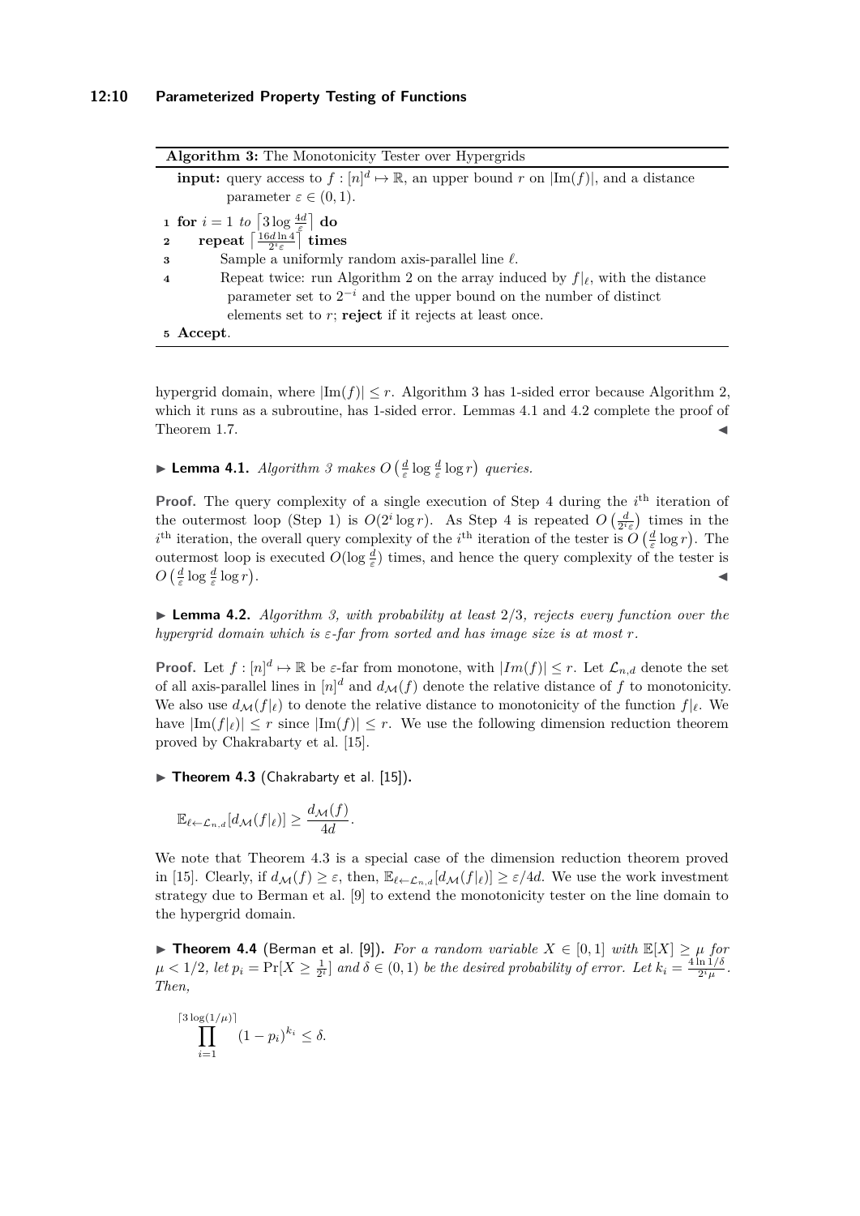**Algorithm 3:** The Monotonicity Tester over Hypergrids

**input:** query access to $f : [n]^d \mapsto \mathbb{R}$, an upper bound $r$ on $|\mathrm{Im}(f)|$, and a distance parameter $\varepsilon \in (0, 1)$.

1 **for** $i = 1$ *to* $\lceil 3 \log \frac{4d}{\varepsilon} \rceil$ **do**
2     **repeat** $\lceil \frac{16 d \ln 4}{2^i \varepsilon} \rceil$ **times**
3         Sample a uniformly random axis-parallel line $\ell$.
4         Repeat twice: run Algorithm 2 on the array induced by $f|_\ell$, with the distance parameter set to $2^{-i}$ and the upper bound on the number of distinct elements set to $r$; **reject** if it rejects at least once.
5 **Accept**.

hypergrid domain, where $|\mathrm{Im}(f)| \leq r$. Algorithm 3 has 1-sided error because Algorithm 2, which it runs as a subroutine, has 1-sided error. Lemmas 4.1 and 4.2 complete the proof of Theorem 1.7. ◀

▶ **Lemma 4.1.** *Algorithm 3 makes $O\left(\frac{d}{\varepsilon} \log \frac{d}{\varepsilon} \log r\right)$ queries.*

**Proof.** The query complexity of a single execution of Step 4 during the $i^{\text{th}}$ iteration of the outermost loop (Step 1) is $O(2^i \log r)$. As Step 4 is repeated $O\left(\frac{d}{2^i \varepsilon}\right)$ times in the $i^{\text{th}}$ iteration, the overall query complexity of the $i^{\text{th}}$ iteration of the tester is $O\left(\frac{d}{\varepsilon} \log r\right)$. The outermost loop is executed $O(\log \frac{d}{\varepsilon})$ times, and hence the query complexity of the tester is $O\left(\frac{d}{\varepsilon} \log \frac{d}{\varepsilon} \log r\right)$. ◀

▶ **Lemma 4.2.** *Algorithm 3, with probability at least $2/3$, rejects every function over the hypergrid domain which is $\varepsilon$-far from sorted and has image size is at most $r$.*

**Proof.** Let $f : [n]^d \mapsto \mathbb{R}$ be $\varepsilon$-far from monotone, with $|Im(f)| \leq r$. Let $\mathcal{L}_{n,d}$ denote the set of all axis-parallel lines in $[n]^d$ and $d_{\mathcal{M}}(f)$ denote the relative distance of $f$ to monotonicity. We also use $d_{\mathcal{M}}(f|_\ell)$ to denote the relative distance to monotonicity of the function $f|_\ell$. We have $|\mathrm{Im}(f|_\ell)| \leq r$ since $|\mathrm{Im}(f)| \leq r$. We use the following dimension reduction theorem proved by Chakrabarty et al. [15].

▶ **Theorem 4.3** (Chakrabarty et al. [15])**.**

$$\mathbb{E}_{\ell \leftarrow \mathcal{L}_{n,d}}[d_{\mathcal{M}}(f|_\ell)] \geq \frac{d_{\mathcal{M}}(f)}{4d}.$$

We note that Theorem 4.3 is a special case of the dimension reduction theorem proved in [15]. Clearly, if $d_{\mathcal{M}}(f) \geq \varepsilon$, then, $\mathbb{E}_{\ell \leftarrow \mathcal{L}_{n,d}}[d_{\mathcal{M}}(f|_\ell)] \geq \varepsilon/4d$. We use the work investment strategy due to Berman et al. [9] to extend the monotonicity tester on the line domain to the hypergrid domain.

▶ **Theorem 4.4** (Berman et al. [9])**.** *For a random variable $X \in [0, 1]$ with $\mathbb{E}[X] \geq \mu$ for $\mu < 1/2$, let $p_i = \Pr[X \geq \frac{1}{2^i}]$ and $\delta \in (0, 1)$ be the desired probability of error. Let $k_i = \frac{4 \ln 1/\delta}{2^i \mu}$. Then,*

$$\prod_{i=1}^{\lceil 3 \log(1/\mu) \rceil} (1 - p_i)^{k_i} \leq \delta.$$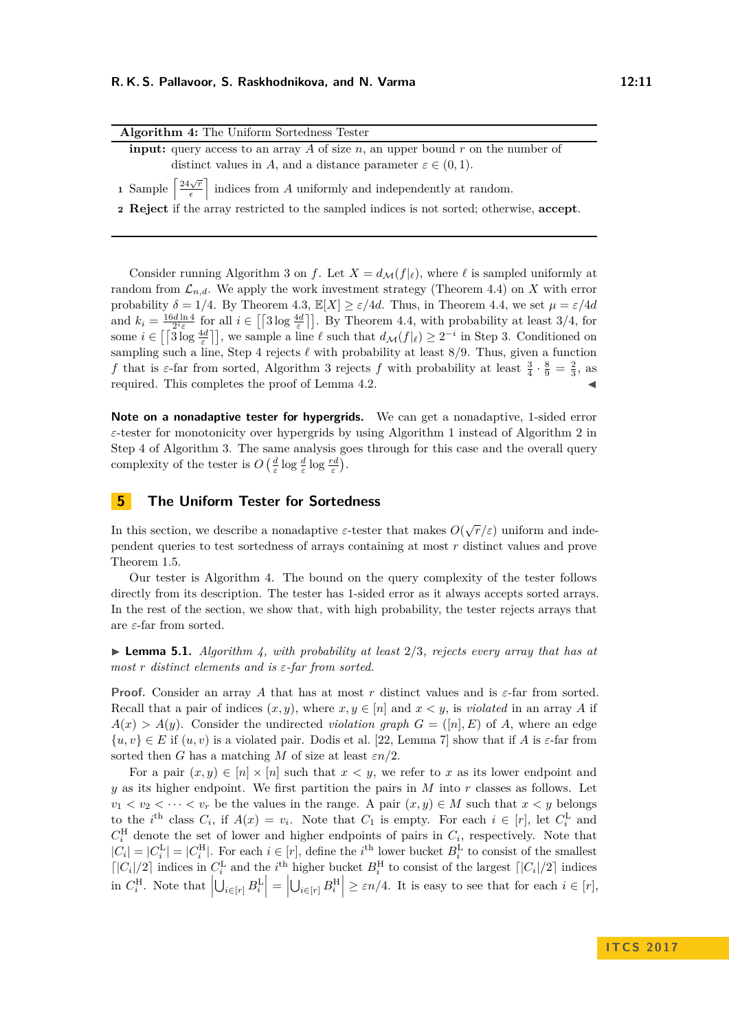**Algorithm 4:** The Uniform Sortedness Tester

**input:** query access to an array $A$ of size $n$, an upper bound $r$ on the number of distinct values in $A$, and a distance parameter $\varepsilon \in (0,1)$.

1 Sample $\left\lceil \frac{24\sqrt{r}}{\epsilon} \right\rceil$ indices from $A$ uniformly and independently at random.

2 **Reject** if the array restricted to the sampled indices is not sorted; otherwise, **accept**.

---

Consider running Algorithm 3 on $f$. Let $X = d_{\mathcal{M}}(f|_\ell)$, where $\ell$ is sampled uniformly at random from $\mathcal{L}_{n,d}$. We apply the work investment strategy (Theorem 4.4) on $X$ with error probability $\delta = 1/4$. By Theorem 4.3, $\mathbb{E}[X] \geq \varepsilon/4d$. Thus, in Theorem 4.4, we set $\mu = \varepsilon/4d$ and $k_i = \frac{16d \ln 4}{2^i \varepsilon}$ for all $i \in \left[\left\lceil 3 \log \frac{4d}{\varepsilon} \right\rceil\right]$. By Theorem 4.4, with probability at least 3/4, for some $i \in \left[\left\lceil 3 \log \frac{4d}{\varepsilon} \right\rceil\right]$, we sample a line $\ell$ such that $d_{\mathcal{M}}(f|_\ell) \geq 2^{-i}$ in Step 3. Conditioned on sampling such a line, Step 4 rejects $\ell$ with probability at least 8/9. Thus, given a function $f$ that is $\varepsilon$-far from sorted, Algorithm 3 rejects $f$ with probability at least $\frac{3}{4} \cdot \frac{8}{9} = \frac{2}{3}$, as required. This completes the proof of Lemma 4.2. ◀

**Note on a nonadaptive tester for hypergrids.** We can get a nonadaptive, 1-sided error $\varepsilon$-tester for monotonicity over hypergrids by using Algorithm 1 instead of Algorithm 2 in Step 4 of Algorithm 3. The same analysis goes through for this case and the overall query complexity of the tester is $O\left(\frac{d}{\varepsilon} \log \frac{d}{\varepsilon} \log \frac{rd}{\varepsilon}\right)$.

## 5 The Uniform Tester for Sortedness

In this section, we describe a nonadaptive $\varepsilon$-tester that makes $O(\sqrt{r}/\varepsilon)$ uniform and independent queries to test sortedness of arrays containing at most $r$ distinct values and prove Theorem 1.5.

Our tester is Algorithm 4. The bound on the query complexity of the tester follows directly from its description. The tester has 1-sided error as it always accepts sorted arrays. In the rest of the section, we show that, with high probability, the tester rejects arrays that are $\varepsilon$-far from sorted.

▶ **Lemma 5.1.** *Algorithm 4, with probability at least 2/3, rejects every array that has at most $r$ distinct elements and is $\varepsilon$-far from sorted.*

**Proof.** Consider an array $A$ that has at most $r$ distinct values and is $\varepsilon$-far from sorted. Recall that a pair of indices $(x, y)$, where $x, y \in [n]$ and $x < y$, is *violated* in an array $A$ if $A(x) > A(y)$. Consider the undirected *violation graph* $G = ([n], E)$ of $A$, where an edge $\{u, v\} \in E$ if $(u, v)$ is a violated pair. Dodis et al. [22, Lemma 7] show that if $A$ is $\varepsilon$-far from sorted then $G$ has a matching $M$ of size at least $\varepsilon n/2$.

For a pair $(x, y) \in [n] \times [n]$ such that $x < y$, we refer to $x$ as its lower endpoint and $y$ as its higher endpoint. We first partition the pairs in $M$ into $r$ classes as follows. Let $v_1 < v_2 < \cdots < v_r$ be the values in the range. A pair $(x, y) \in M$ such that $x < y$ belongs to the $i^{\text{th}}$ class $C_i$, if $A(x) = v_i$. Note that $C_1$ is empty. For each $i \in [r]$, let $C_i^{\text{L}}$ and $C_i^{\text{H}}$ denote the set of lower and higher endpoints of pairs in $C_i$, respectively. Note that $|C_i| = |C_i^{\text{L}}| = |C_i^{\text{H}}|$. For each $i \in [r]$, define the $i^{\text{th}}$ lower bucket $B_i^{\text{L}}$ to consist of the smallest $\lceil |C_i|/2 \rceil$ indices in $C_i^{\text{L}}$ and the $i^{\text{th}}$ higher bucket $B_i^{\text{H}}$ to consist of the largest $\lceil |C_i|/2 \rceil$ indices in $C_i^{\text{H}}$. Note that $\left|\bigcup_{i \in [r]} B_i^{\text{L}}\right| = \left|\bigcup_{i \in [r]} B_i^{\text{H}}\right| \geq \varepsilon n/4$. It is easy to see that for each $i \in [r]$,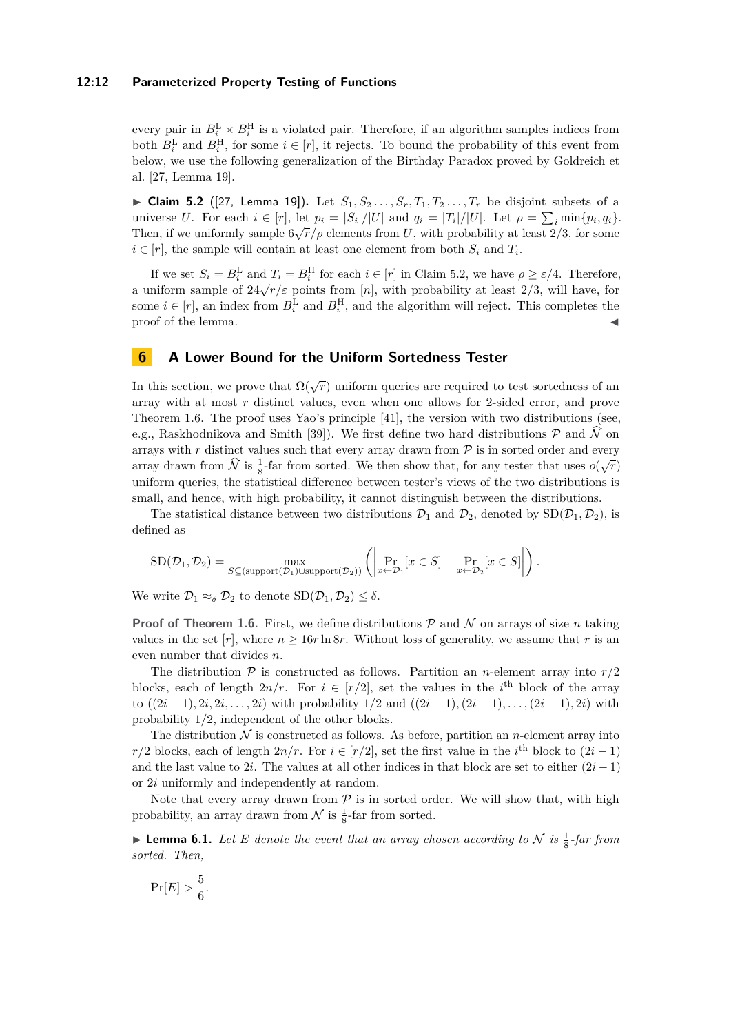every pair in $B_i^{\mathrm{L}} \times B_i^{\mathrm{H}}$ is a violated pair. Therefore, if an algorithm samples indices from both $B_i^{\mathrm{L}}$ and $B_i^{\mathrm{H}}$, for some $i \in [r]$, it rejects. To bound the probability of this event from below, we use the following generalization of the Birthday Paradox proved by Goldreich et al. [27, Lemma 19].

▶ **Claim 5.2** ([27, Lemma 19]). Let $S_1, S_2 \ldots, S_r, T_1, T_2 \ldots, T_r$ be disjoint subsets of a universe $U$. For each $i \in [r]$, let $p_i = |S_i|/|U|$ and $q_i = |T_i|/|U|$. Let $\rho = \sum_i \min\{p_i, q_i\}$. Then, if we uniformly sample $6\sqrt{r}/\rho$ elements from $U$, with probability at least $2/3$, for some $i \in [r]$, the sample will contain at least one element from both $S_i$ and $T_i$.

If we set $S_i = B_i^{\mathrm{L}}$ and $T_i = B_i^{\mathrm{H}}$ for each $i \in [r]$ in Claim 5.2, we have $\rho \geq \varepsilon/4$. Therefore, a uniform sample of $24\sqrt{r}/\varepsilon$ points from $[n]$, with probability at least $2/3$, will have, for some $i \in [r]$, an index from $B_i^{\mathrm{L}}$ and $B_i^{\mathrm{H}}$, and the algorithm will reject. This completes the proof of the lemma. ◀

## 6 A Lower Bound for the Uniform Sortedness Tester

In this section, we prove that $\Omega(\sqrt{r})$ uniform queries are required to test sortedness of an array with at most $r$ distinct values, even when one allows for 2-sided error, and prove Theorem 1.6. The proof uses Yao's principle [41], the version with two distributions (see, e.g., Raskhodnikova and Smith [39]). We first define two hard distributions $\mathcal{P}$ and $\widehat{\mathcal{N}}$ on arrays with $r$ distinct values such that every array drawn from $\mathcal{P}$ is in sorted order and every array drawn from $\widehat{\mathcal{N}}$ is $\frac{1}{8}$-far from sorted. We then show that, for any tester that uses $o(\sqrt{r})$ uniform queries, the statistical difference between tester's views of the two distributions is small, and hence, with high probability, it cannot distinguish between the distributions.

The statistical distance between two distributions $\mathcal{D}_1$ and $\mathcal{D}_2$, denoted by $\mathrm{SD}(\mathcal{D}_1, \mathcal{D}_2)$, is defined as

$$\mathrm{SD}(\mathcal{D}_1, \mathcal{D}_2) = \max_{S \subseteq (\mathrm{support}(\mathcal{D}_1) \cup \mathrm{support}(\mathcal{D}_2))} \left( \left| \Pr_{x \leftarrow \mathcal{D}_1}[x \in S] - \Pr_{x \leftarrow \mathcal{D}_2}[x \in S] \right| \right).$$

We write $\mathcal{D}_1 \approx_\delta \mathcal{D}_2$ to denote $\mathrm{SD}(\mathcal{D}_1, \mathcal{D}_2) \leq \delta$.

**Proof of Theorem 1.6.** First, we define distributions $\mathcal{P}$ and $\mathcal{N}$ on arrays of size $n$ taking values in the set $[r]$, where $n \geq 16r \ln 8r$. Without loss of generality, we assume that $r$ is an even number that divides $n$.

The distribution $\mathcal{P}$ is constructed as follows. Partition an $n$-element array into $r/2$ blocks, each of length $2n/r$. For $i \in [r/2]$, set the values in the $i^{\text{th}}$ block of the array to $((2i-1), 2i, 2i, \ldots, 2i)$ with probability $1/2$ and $((2i-1), (2i-1), \ldots, (2i-1), 2i)$ with probability $1/2$, independent of the other blocks.

The distribution $\mathcal{N}$ is constructed as follows. As before, partition an $n$-element array into $r/2$ blocks, each of length $2n/r$. For $i \in [r/2]$, set the first value in the $i^{\text{th}}$ block to $(2i-1)$ and the last value to $2i$. The values at all other indices in that block are set to either $(2i-1)$ or $2i$ uniformly and independently at random.

Note that every array drawn from $\mathcal{P}$ is in sorted order. We will show that, with high probability, an array drawn from $\mathcal{N}$ is $\frac{1}{8}$-far from sorted.

▶ **Lemma 6.1.** *Let $E$ denote the event that an array chosen according to $\mathcal{N}$ is $\frac{1}{8}$-far from sorted. Then,*

$$\Pr[E] > \frac{5}{6}.$$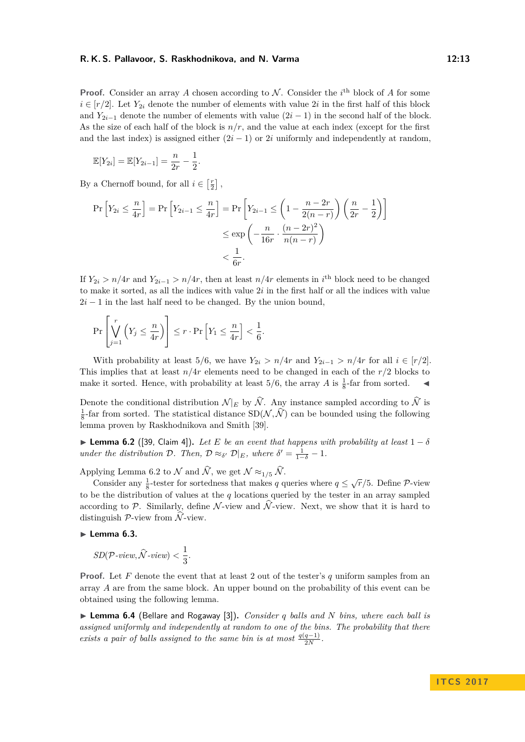**Proof.** Consider an array $A$ chosen according to $\mathcal{N}$. Consider the $i^{\text{th}}$ block of $A$ for some $i \in [r/2]$. Let $Y_{2i}$ denote the number of elements with value $2i$ in the first half of this block and $Y_{2i-1}$ denote the number of elements with value $(2i-1)$ in the second half of the block. As the size of each half of the block is $n/r$, and the value at each index (except for the first and the last index) is assigned either $(2i-1)$ or $2i$ uniformly and independently at random,

$$\mathbb{E}[Y_{2i}] = \mathbb{E}[Y_{2i-1}] = \frac{n}{2r} - \frac{1}{2}.$$

By a Chernoff bound, for all $i \in \left[\frac{r}{2}\right]$,

$$\begin{aligned}
\Pr\left[Y_{2i} \leq \frac{n}{4r}\right] = \Pr\left[Y_{2i-1} \leq \frac{n}{4r}\right] &= \Pr\left[Y_{2i-1} \leq \left(1 - \frac{n-2r}{2(n-r)}\right)\left(\frac{n}{2r} - \frac{1}{2}\right)\right] \\
&\leq \exp\left(-\frac{n}{16r} \cdot \frac{(n-2r)^2}{n(n-r)}\right) \\
&< \frac{1}{6r}.
\end{aligned}$$

If $Y_{2i} > n/4r$ and $Y_{2i-1} > n/4r$, then at least $n/4r$ elements in $i^{\text{th}}$ block need to be changed to make it sorted, as all the indices with value $2i$ in the first half or all the indices with value $2i-1$ in the last half need to be changed. By the union bound,

$$\Pr\left[\bigvee_{j=1}^{r}\left(Y_j \leq \frac{n}{4r}\right)\right] \leq r \cdot \Pr\left[Y_1 \leq \frac{n}{4r}\right] < \frac{1}{6}.$$

With probability at least $5/6$, we have $Y_{2i} > n/4r$ and $Y_{2i-1} > n/4r$ for all $i \in [r/2]$. This implies that at least $n/4r$ elements need to be changed in each of the $r/2$ blocks to make it sorted. Hence, with probability at least $5/6$, the array $A$ is $\frac{1}{8}$-far from sorted. ◀

Denote the conditional distribution $\mathcal{N}|_E$ by $\widehat{\mathcal{N}}$. Any instance sampled according to $\widehat{\mathcal{N}}$ is $\frac{1}{8}$-far from sorted. The statistical distance $\mathrm{SD}(\mathcal{N}, \widehat{\mathcal{N}})$ can be bounded using the following lemma proven by Raskhodnikova and Smith [39].

▶ **Lemma 6.2** ([39, Claim 4]). *Let $E$ be an event that happens with probability at least $1-\delta$ under the distribution $\mathcal{D}$. Then, $\mathcal{D} \approx_{\delta'} \mathcal{D}|_E$, where $\delta' = \frac{1}{1-\delta} - 1$.*

Applying Lemma 6.2 to $\mathcal{N}$ and $\widehat{\mathcal{N}}$, we get $\mathcal{N} \approx_{1/5} \widehat{\mathcal{N}}$.

Consider any $\frac{1}{8}$-tester for sortedness that makes $q$ queries where $q \leq \sqrt{r}/5$. Define $\mathcal{P}$-view to be the distribution of values at the $q$ locations queried by the tester in an array sampled according to $\mathcal{P}$. Similarly, define $\mathcal{N}$-view and $\widehat{\mathcal{N}}$-view. Next, we show that it is hard to distinguish $\mathcal{P}$-view from $\widehat{\mathcal{N}}$-view.

▶ **Lemma 6.3.**

$$SD(\mathcal{P}\text{-view}, \widehat{\mathcal{N}}\text{-view}) < \frac{1}{3}.$$

**Proof.** Let $F$ denote the event that at least 2 out of the tester's $q$ uniform samples from an array $A$ are from the same block. An upper bound on the probability of this event can be obtained using the following lemma.

▶ **Lemma 6.4** (Bellare and Rogaway [3]). *Consider $q$ balls and $N$ bins, where each ball is assigned uniformly and independently at random to one of the bins. The probability that there exists a pair of balls assigned to the same bin is at most $\frac{q(q-1)}{2N}$.*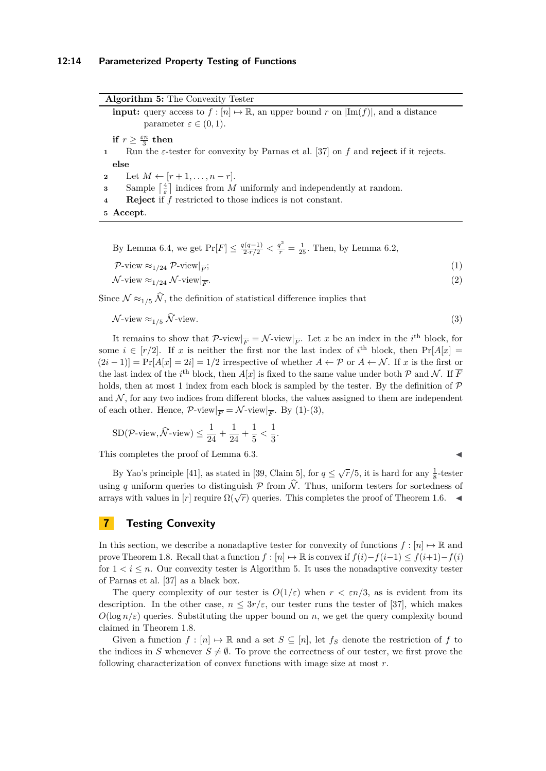**Algorithm 5:** The Convexity Tester

```
input: query access to f : [n] ↦ ℝ, an upper bound r on |Im(f)|, and a distance
       parameter ε ∈ (0, 1).
  if r ≥ εn/3 then
1     Run the ε-tester for convexity by Parnas et al. [37] on f and reject if it rejects.
  else
2     Let M ← [r + 1, ..., n − r].
3     Sample ⌈4/ε⌉ indices from M uniformly and independently at random.
4     Reject if f restricted to those indices is not constant.
5 Accept.
```

By Lemma 6.4, we get $\Pr[F] \leq \frac{q(q-1)}{2 \cdot r/2} < \frac{q^2}{r} = \frac{1}{25}$. Then, by Lemma 6.2,

$$\mathcal{P}\text{-view} \approx_{1/24} \mathcal{P}\text{-view}|_{\overline{F}}; \tag{1}$$

$$\mathcal{N}\text{-view} \approx_{1/24} \mathcal{N}\text{-view}|_{\overline{F}}. \tag{2}$$

Since $\mathcal{N} \approx_{1/5} \widehat{\mathcal{N}}$, the definition of statistical difference implies that

$$\mathcal{N}\text{-view} \approx_{1/5} \widehat{\mathcal{N}}\text{-view}. \tag{3}$$

It remains to show that $\mathcal{P}\text{-view}|_{\overline{F}} = \mathcal{N}\text{-view}|_{\overline{F}}$. Let $x$ be an index in the $i^{\text{th}}$ block, for some $i \in [r/2]$. If $x$ is neither the first nor the last index of $i^{\text{th}}$ block, then $\Pr[A[x] = (2i-1)] = \Pr[A[x] = 2i] = 1/2$ irrespective of whether $A \leftarrow \mathcal{P}$ or $A \leftarrow \mathcal{N}$. If $x$ is the first or the last index of the $i^{\text{th}}$ block, then $A[x]$ is fixed to the same value under both $\mathcal{P}$ and $\mathcal{N}$. If $\overline{F}$ holds, then at most 1 index from each block is sampled by the tester. By the definition of $\mathcal{P}$ and $\mathcal{N}$, for any two indices from different blocks, the values assigned to them are independent of each other. Hence, $\mathcal{P}\text{-view}|_{\overline{F}} = \mathcal{N}\text{-view}|_{\overline{F}}$. By (1)-(3),

$$\text{SD}(\mathcal{P}\text{-view}, \widehat{\mathcal{N}}\text{-view}) \leq \frac{1}{24} + \frac{1}{24} + \frac{1}{5} < \frac{1}{3}.$$

This completes the proof of Lemma 6.3. ◀

By Yao's principle [41], as stated in [39, Claim 5], for $q \leq \sqrt{r}/5$, it is hard for any $\frac{1}{8}$-tester using $q$ uniform queries to distinguish $\mathcal{P}$ from $\widehat{\mathcal{N}}$. Thus, uniform testers for sortedness of arrays with values in $[r]$ require $\Omega(\sqrt{r})$ queries. This completes the proof of Theorem 1.6. ◀

## 7 Testing Convexity

In this section, we describe a nonadaptive tester for convexity of functions $f : [n] \mapsto \mathbb{R}$ and prove Theorem 1.8. Recall that a function $f : [n] \mapsto \mathbb{R}$ is convex if $f(i) - f(i-1) \leq f(i+1) - f(i)$ for $1 < i \leq n$. Our convexity tester is Algorithm 5. It uses the nonadaptive convexity tester of Parnas et al. [37] as a black box.

The query complexity of our tester is $O(1/\varepsilon)$ when $r < \varepsilon n/3$, as is evident from its description. In the other case, $n \leq 3r/\varepsilon$, our tester runs the tester of [37], which makes $O(\log n/\varepsilon)$ queries. Substituting the upper bound on $n$, we get the query complexity bound claimed in Theorem 1.8.

Given a function $f : [n] \mapsto \mathbb{R}$ and a set $S \subseteq [n]$, let $f_S$ denote the restriction of $f$ to the indices in $S$ whenever $S \neq \emptyset$. To prove the correctness of our tester, we first prove the following characterization of convex functions with image size at most $r$.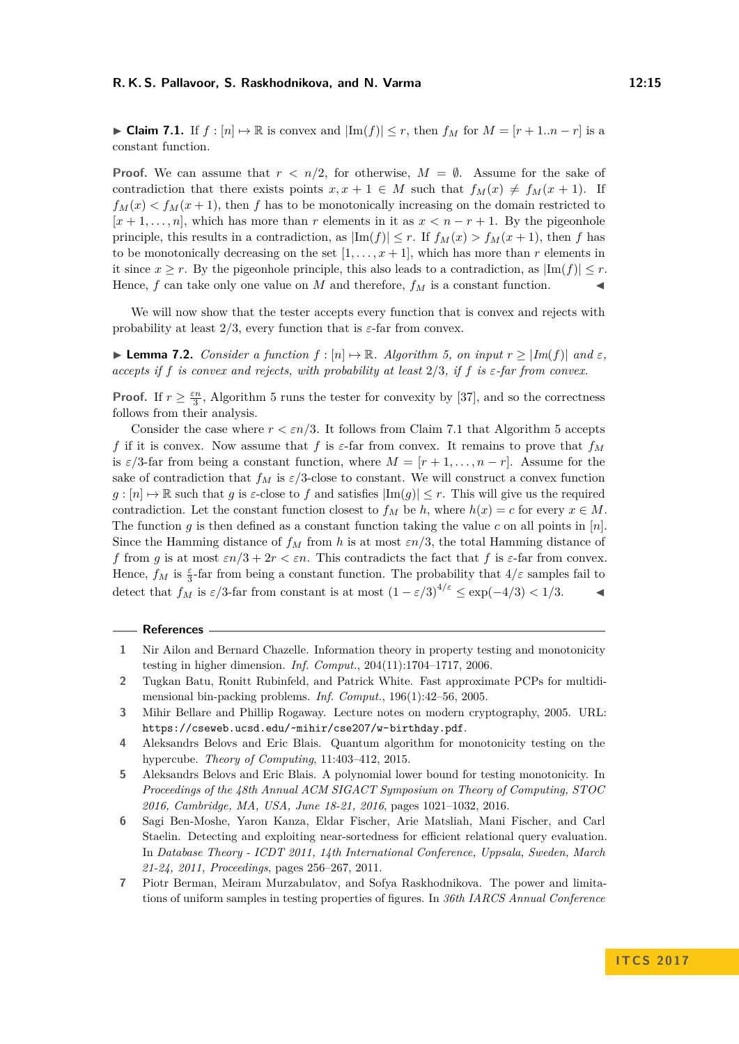**▶ Claim 7.1.** If $f : [n] \mapsto \mathbb{R}$ is convex and $|\text{Im}(f)| \leq r$, then $f_M$ for $M = [r+1..n-r]$ is a constant function.

**Proof.** We can assume that $r < n/2$, for otherwise, $M = \emptyset$. Assume for the sake of contradiction that there exists points $x, x+1 \in M$ such that $f_M(x) \neq f_M(x+1)$. If $f_M(x) < f_M(x+1)$, then $f$ has to be monotonically increasing on the domain restricted to $[x+1, \dots, n]$, which has more than $r$ elements in it as $x < n - r + 1$. By the pigeonhole principle, this results in a contradiction, as $|\text{Im}(f)| \leq r$. If $f_M(x) > f_M(x+1)$, then $f$ has to be monotonically decreasing on the set $[1, \dots, x+1]$, which has more than $r$ elements in it since $x \geq r$. By the pigeonhole principle, this also leads to a contradiction, as $|\text{Im}(f)| \leq r$. Hence, $f$ can take only one value on $M$ and therefore, $f_M$ is a constant function. ◀

We will now show that the tester accepts every function that is convex and rejects with probability at least $2/3$, every function that is $\varepsilon$-far from convex.

**▶ Lemma 7.2.** *Consider a function $f : [n] \mapsto \mathbb{R}$. Algorithm 5, on input $r \geq |Im(f)|$ and $\varepsilon$, accepts if $f$ is convex and rejects, with probability at least $2/3$, if $f$ is $\varepsilon$-far from convex.*

**Proof.** If $r \geq \frac{\varepsilon n}{3}$, Algorithm 5 runs the tester for convexity by [37], and so the correctness follows from their analysis.

Consider the case where $r < \varepsilon n/3$. It follows from Claim 7.1 that Algorithm 5 accepts $f$ if it is convex. Now assume that $f$ is $\varepsilon$-far from convex. It remains to prove that $f_M$ is $\varepsilon/3$-far from being a constant function, where $M = [r+1, \dots, n-r]$. Assume for the sake of contradiction that $f_M$ is $\varepsilon/3$-close to constant. We will construct a convex function $g : [n] \mapsto \mathbb{R}$ such that $g$ is $\varepsilon$-close to $f$ and satisfies $|\text{Im}(g)| \leq r$. This will give us the required contradiction. Let the constant function closest to $f_M$ be $h$, where $h(x) = c$ for every $x \in M$. The function $g$ is then defined as a constant function taking the value $c$ on all points in $[n]$. Since the Hamming distance of $f_M$ from $h$ is at most $\varepsilon n/3$, the total Hamming distance of $f$ from $g$ is at most $\varepsilon n/3 + 2r < \varepsilon n$. This contradicts the fact that $f$ is $\varepsilon$-far from convex. Hence, $f_M$ is $\frac{\varepsilon}{3}$-far from being a constant function. The probability that $4/\varepsilon$ samples fail to detect that $f_M$ is $\varepsilon/3$-far from constant is at most $(1 - \varepsilon/3)^{4/\varepsilon} \leq \exp(-4/3) < 1/3$. ◀

## References

1. Nir Ailon and Bernard Chazelle. Information theory in property testing and monotonicity testing in higher dimension. *Inf. Comput.*, 204(11):1704–1717, 2006.
2. Tugkan Batu, Ronitt Rubinfeld, and Patrick White. Fast approximate PCPs for multidimensional bin-packing problems. *Inf. Comput.*, 196(1):42–56, 2005.
3. Mihir Bellare and Phillip Rogaway. Lecture notes on modern cryptography, 2005. URL: `https://cseweb.ucsd.edu/~mihir/cse207/w-birthday.pdf`.
4. Aleksandrs Belovs and Eric Blais. Quantum algorithm for monotonicity testing on the hypercube. *Theory of Computing*, 11:403–412, 2015.
5. Aleksandrs Belovs and Eric Blais. A polynomial lower bound for testing monotonicity. In *Proceedings of the 48th Annual ACM SIGACT Symposium on Theory of Computing, STOC 2016, Cambridge, MA, USA, June 18-21, 2016*, pages 1021–1032, 2016.
6. Sagi Ben-Moshe, Yaron Kanza, Eldar Fischer, Arie Matsliah, Mani Fischer, and Carl Staelin. Detecting and exploiting near-sortedness for efficient relational query evaluation. In *Database Theory - ICDT 2011, 14th International Conference, Uppsala, Sweden, March 21-24, 2011, Proceedings*, pages 256–267, 2011.
7. Piotr Berman, Meiram Murzabulatov, and Sofya Raskhodnikova. The power and limitations of uniform samples in testing properties of figures. In *36th IARCS Annual Conference*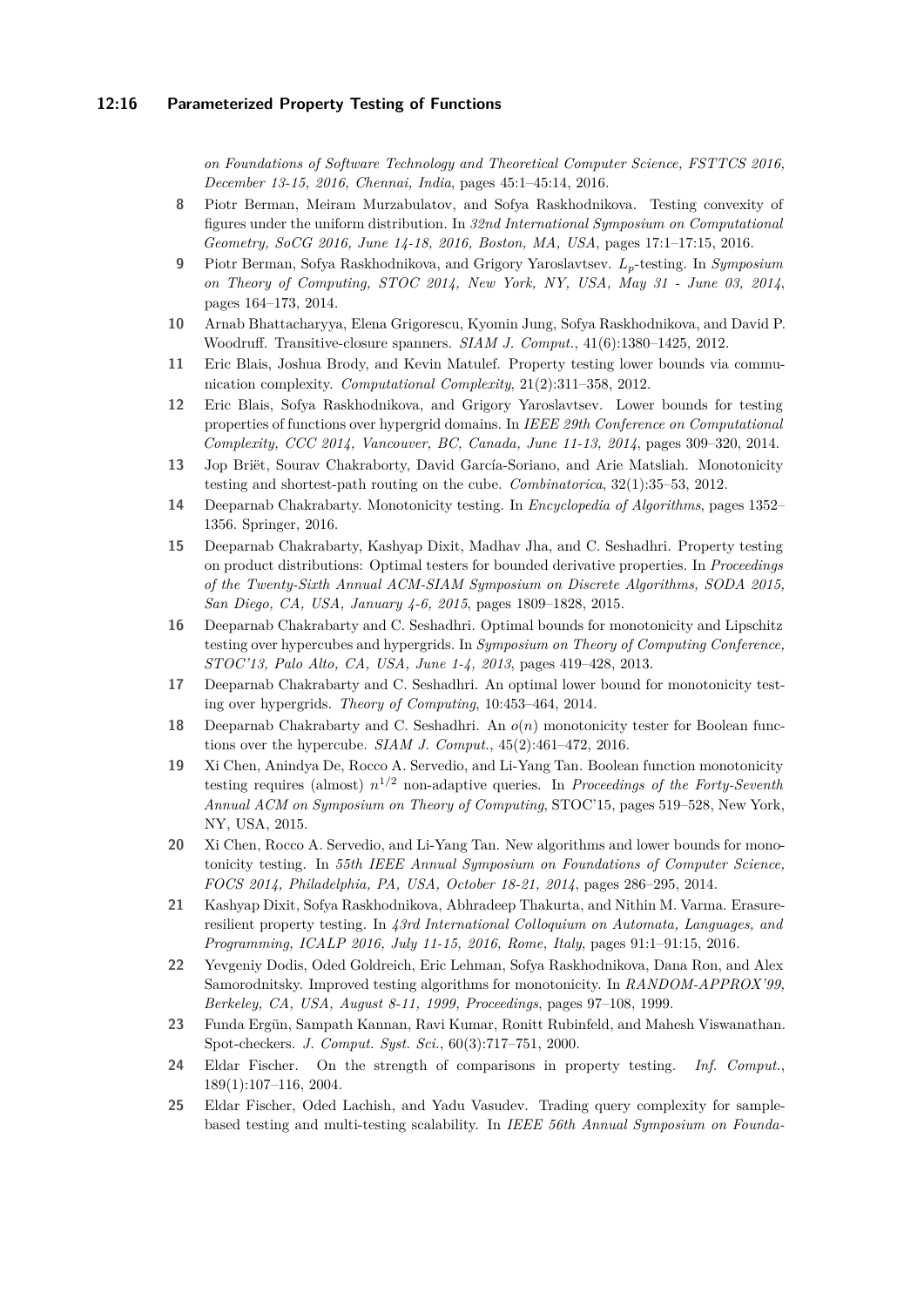*on Foundations of Software Technology and Theoretical Computer Science, FSTTCS 2016, December 13-15, 2016, Chennai, India*, pages 45:1–45:14, 2016.

**8** Piotr Berman, Meiram Murzabulatov, and Sofya Raskhodnikova. Testing convexity of figures under the uniform distribution. In *32nd International Symposium on Computational Geometry, SoCG 2016, June 14-18, 2016, Boston, MA, USA*, pages 17:1–17:15, 2016.

**9** Piotr Berman, Sofya Raskhodnikova, and Grigory Yaroslavtsev. $L_p$-testing. In *Symposium on Theory of Computing, STOC 2014, New York, NY, USA, May 31 - June 03, 2014*, pages 164–173, 2014.

**10** Arnab Bhattacharyya, Elena Grigorescu, Kyomin Jung, Sofya Raskhodnikova, and David P. Woodruff. Transitive-closure spanners. *SIAM J. Comput.*, 41(6):1380–1425, 2012.

**11** Eric Blais, Joshua Brody, and Kevin Matulef. Property testing lower bounds via communication complexity. *Computational Complexity*, 21(2):311–358, 2012.

**12** Eric Blais, Sofya Raskhodnikova, and Grigory Yaroslavtsev. Lower bounds for testing properties of functions over hypergrid domains. In *IEEE 29th Conference on Computational Complexity, CCC 2014, Vancouver, BC, Canada, June 11-13, 2014*, pages 309–320, 2014.

**13** Jop Briët, Sourav Chakraborty, David García-Soriano, and Arie Matsliah. Monotonicity testing and shortest-path routing on the cube. *Combinatorica*, 32(1):35–53, 2012.

**14** Deeparnab Chakrabarty. Monotonicity testing. In *Encyclopedia of Algorithms*, pages 1352–1356. Springer, 2016.

**15** Deeparnab Chakrabarty, Kashyap Dixit, Madhav Jha, and C. Seshadhri. Property testing on product distributions: Optimal testers for bounded derivative properties. In *Proceedings of the Twenty-Sixth Annual ACM-SIAM Symposium on Discrete Algorithms, SODA 2015, San Diego, CA, USA, January 4-6, 2015*, pages 1809–1828, 2015.

**16** Deeparnab Chakrabarty and C. Seshadhri. Optimal bounds for monotonicity and Lipschitz testing over hypercubes and hypergrids. In *Symposium on Theory of Computing Conference, STOC'13, Palo Alto, CA, USA, June 1-4, 2013*, pages 419–428, 2013.

**17** Deeparnab Chakrabarty and C. Seshadhri. An optimal lower bound for monotonicity testing over hypergrids. *Theory of Computing*, 10:453–464, 2014.

**18** Deeparnab Chakrabarty and C. Seshadhri. An $o(n)$ monotonicity tester for Boolean functions over the hypercube. *SIAM J. Comput.*, 45(2):461–472, 2016.

**19** Xi Chen, Anindya De, Rocco A. Servedio, and Li-Yang Tan. Boolean function monotonicity testing requires (almost) $n^{1/2}$ non-adaptive queries. In *Proceedings of the Forty-Seventh Annual ACM on Symposium on Theory of Computing*, STOC'15, pages 519–528, New York, NY, USA, 2015.

**20** Xi Chen, Rocco A. Servedio, and Li-Yang Tan. New algorithms and lower bounds for monotonicity testing. In *55th IEEE Annual Symposium on Foundations of Computer Science, FOCS 2014, Philadelphia, PA, USA, October 18-21, 2014*, pages 286–295, 2014.

**21** Kashyap Dixit, Sofya Raskhodnikova, Abhradeep Thakurta, and Nithin M. Varma. Erasure-resilient property testing. In *43rd International Colloquium on Automata, Languages, and Programming, ICALP 2016, July 11-15, 2016, Rome, Italy*, pages 91:1–91:15, 2016.

**22** Yevgeniy Dodis, Oded Goldreich, Eric Lehman, Sofya Raskhodnikova, Dana Ron, and Alex Samorodnitsky. Improved testing algorithms for monotonicity. In *RANDOM-APPROX'99, Berkeley, CA, USA, August 8-11, 1999, Proceedings*, pages 97–108, 1999.

**23** Funda Ergün, Sampath Kannan, Ravi Kumar, Ronitt Rubinfeld, and Mahesh Viswanathan. Spot-checkers. *J. Comput. Syst. Sci.*, 60(3):717–751, 2000.

**24** Eldar Fischer. On the strength of comparisons in property testing. *Inf. Comput.*, 189(1):107–116, 2004.

**25** Eldar Fischer, Oded Lachish, and Yadu Vasudev. Trading query complexity for sample-based testing and multi-testing scalability. In *IEEE 56th Annual Symposium on Founda-*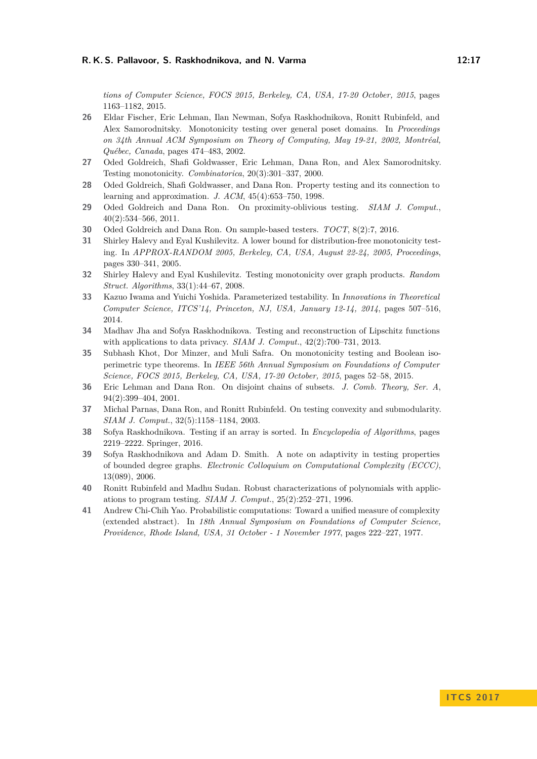*tions of Computer Science, FOCS 2015, Berkeley, CA, USA, 17-20 October, 2015*, pages 1163–1182, 2015.

**26** Eldar Fischer, Eric Lehman, Ilan Newman, Sofya Raskhodnikova, Ronitt Rubinfeld, and Alex Samorodnitsky. Monotonicity testing over general poset domains. In *Proceedings on 34th Annual ACM Symposium on Theory of Computing, May 19-21, 2002, Montréal, Québec, Canada*, pages 474–483, 2002.

**27** Oded Goldreich, Shafi Goldwasser, Eric Lehman, Dana Ron, and Alex Samorodnitsky. Testing monotonicity. *Combinatorica*, 20(3):301–337, 2000.

**28** Oded Goldreich, Shafi Goldwasser, and Dana Ron. Property testing and its connection to learning and approximation. *J. ACM*, 45(4):653–750, 1998.

**29** Oded Goldreich and Dana Ron. On proximity-oblivious testing. *SIAM J. Comput.*, 40(2):534–566, 2011.

**30** Oded Goldreich and Dana Ron. On sample-based testers. *TOCT*, 8(2):7, 2016.

**31** Shirley Halevy and Eyal Kushilevitz. A lower bound for distribution-free monotonicity testing. In *APPROX-RANDOM 2005, Berkeley, CA, USA, August 22-24, 2005, Proceedings*, pages 330–341, 2005.

**32** Shirley Halevy and Eyal Kushilevitz. Testing monotonicity over graph products. *Random Struct. Algorithms*, 33(1):44–67, 2008.

**33** Kazuo Iwama and Yuichi Yoshida. Parameterized testability. In *Innovations in Theoretical Computer Science, ITCS'14, Princeton, NJ, USA, January 12-14, 2014*, pages 507–516, 2014.

**34** Madhav Jha and Sofya Raskhodnikova. Testing and reconstruction of Lipschitz functions with applications to data privacy. *SIAM J. Comput.*, 42(2):700–731, 2013.

**35** Subhash Khot, Dor Minzer, and Muli Safra. On monotonicity testing and Boolean isoperimetric type theorems. In *IEEE 56th Annual Symposium on Foundations of Computer Science, FOCS 2015, Berkeley, CA, USA, 17-20 October, 2015*, pages 52–58, 2015.

**36** Eric Lehman and Dana Ron. On disjoint chains of subsets. *J. Comb. Theory, Ser. A*, 94(2):399–404, 2001.

**37** Michal Parnas, Dana Ron, and Ronitt Rubinfeld. On testing convexity and submodularity. *SIAM J. Comput.*, 32(5):1158–1184, 2003.

**38** Sofya Raskhodnikova. Testing if an array is sorted. In *Encyclopedia of Algorithms*, pages 2219–2222. Springer, 2016.

**39** Sofya Raskhodnikova and Adam D. Smith. A note on adaptivity in testing properties of bounded degree graphs. *Electronic Colloquium on Computational Complexity (ECCC)*, 13(089), 2006.

**40** Ronitt Rubinfeld and Madhu Sudan. Robust characterizations of polynomials with applications to program testing. *SIAM J. Comput.*, 25(2):252–271, 1996.

**41** Andrew Chi-Chih Yao. Probabilistic computations: Toward a unified measure of complexity (extended abstract). In *18th Annual Symposium on Foundations of Computer Science, Providence, Rhode Island, USA, 31 October - 1 November 1977*, pages 222–227, 1977.